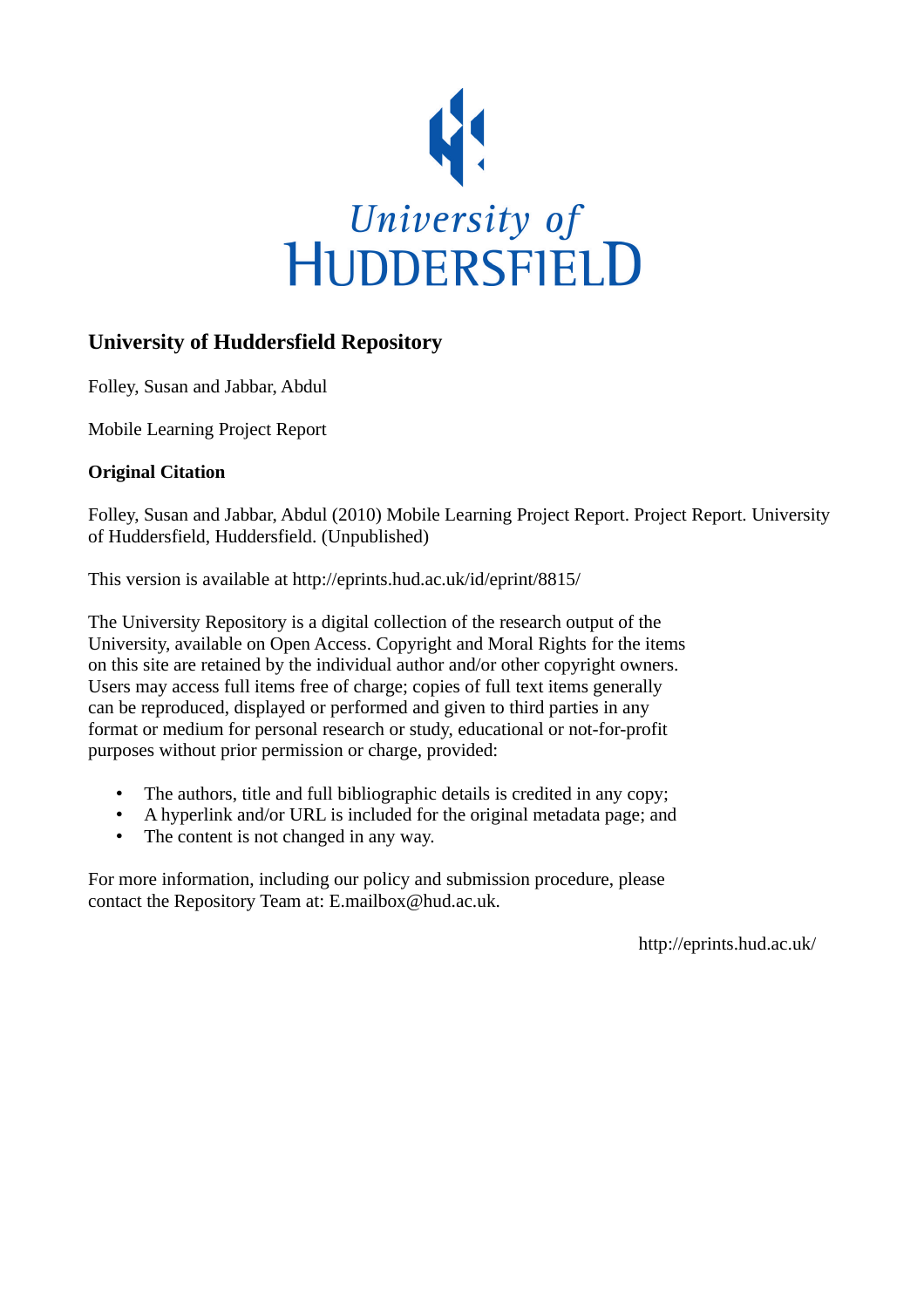University of HUDDERSFIELD

## University of Huddersfield Repository

Folley, Susan and Jabbar, Abdul

Mobile Learning Project Report

**Original Citation**

Folley, Susan and Jabbar, Abdul (2010) Mobile Learning Project Report. Project Report. University of Huddersfield, Huddersfield. (Unpublished)

This version is available at http://eprints.hud.ac.uk/id/eprint/8815/

The University Repository is a digital collection of the research output of the University, available on Open Access. Copyright and Moral Rights for the items on this site are retained by the individual author and/or other copyright owners. Users may access full items free of charge; copies of full text items generally can be reproduced, displayed or performed and given to third parties in any format or medium for personal research or study, educational or not-for-profit purposes without prior permission or charge, provided:

- The authors, title and full bibliographic details is credited in any copy;
- A hyperlink and/or URL is included for the original metadata page; and
- The content is not changed in any way.

For more information, including our policy and submission procedure, please contact the Repository Team at: E.mailbox@hud.ac.uk.

http://eprints.hud.ac.uk/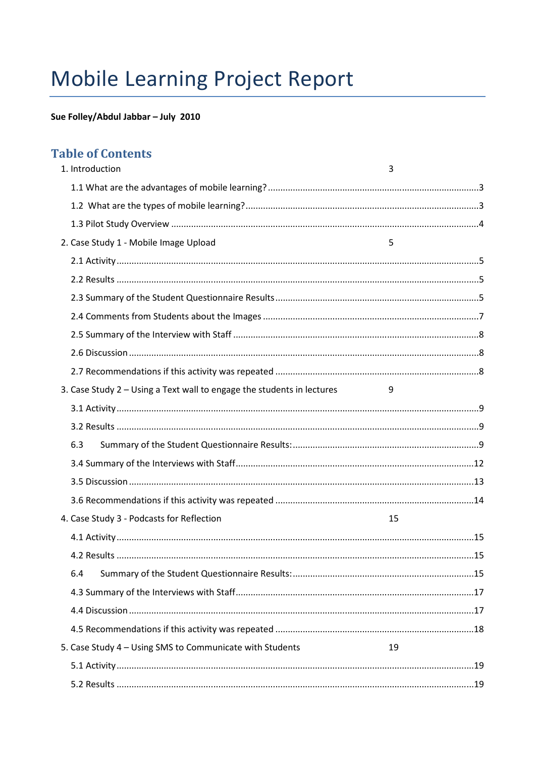# Mobile Learning Project Report

**Sue Folley/Abdul Jabbar – July 2010**

## Table of Contents

1. Introduction 3
   - 1.1 What are the advantages of mobile learning? 3
   - 1.2 What are the types of mobile learning? 3
   - 1.3 Pilot Study Overview 4
2. Case Study 1 - Mobile Image Upload 5
   - 2.1 Activity 5
   - 2.2 Results 5
   - 2.3 Summary of the Student Questionnaire Results 5
   - 2.4 Comments from Students about the Images 7
   - 2.5 Summary of the Interview with Staff 8
   - 2.6 Discussion 8
   - 2.7 Recommendations if this activity was repeated 8
3. Case Study 2 – Using a Text wall to engage the students in lectures 9
   - 3.1 Activity 9
   - 3.2 Results 9
   - 6.3 Summary of the Student Questionnaire Results: 9
   - 3.4 Summary of the Interviews with Staff 12
   - 3.5 Discussion 13
   - 3.6 Recommendations if this activity was repeated 14
4. Case Study 3 - Podcasts for Reflection 15
   - 4.1 Activity 15
   - 4.2 Results 15
   - 6.4 Summary of the Student Questionnaire Results: 15
   - 4.3 Summary of the Interviews with Staff 17
   - 4.4 Discussion 17
   - 4.5 Recommendations if this activity was repeated 18
5. Case Study 4 – Using SMS to Communicate with Students 19
   - 5.1 Activity 19
   - 5.2 Results 19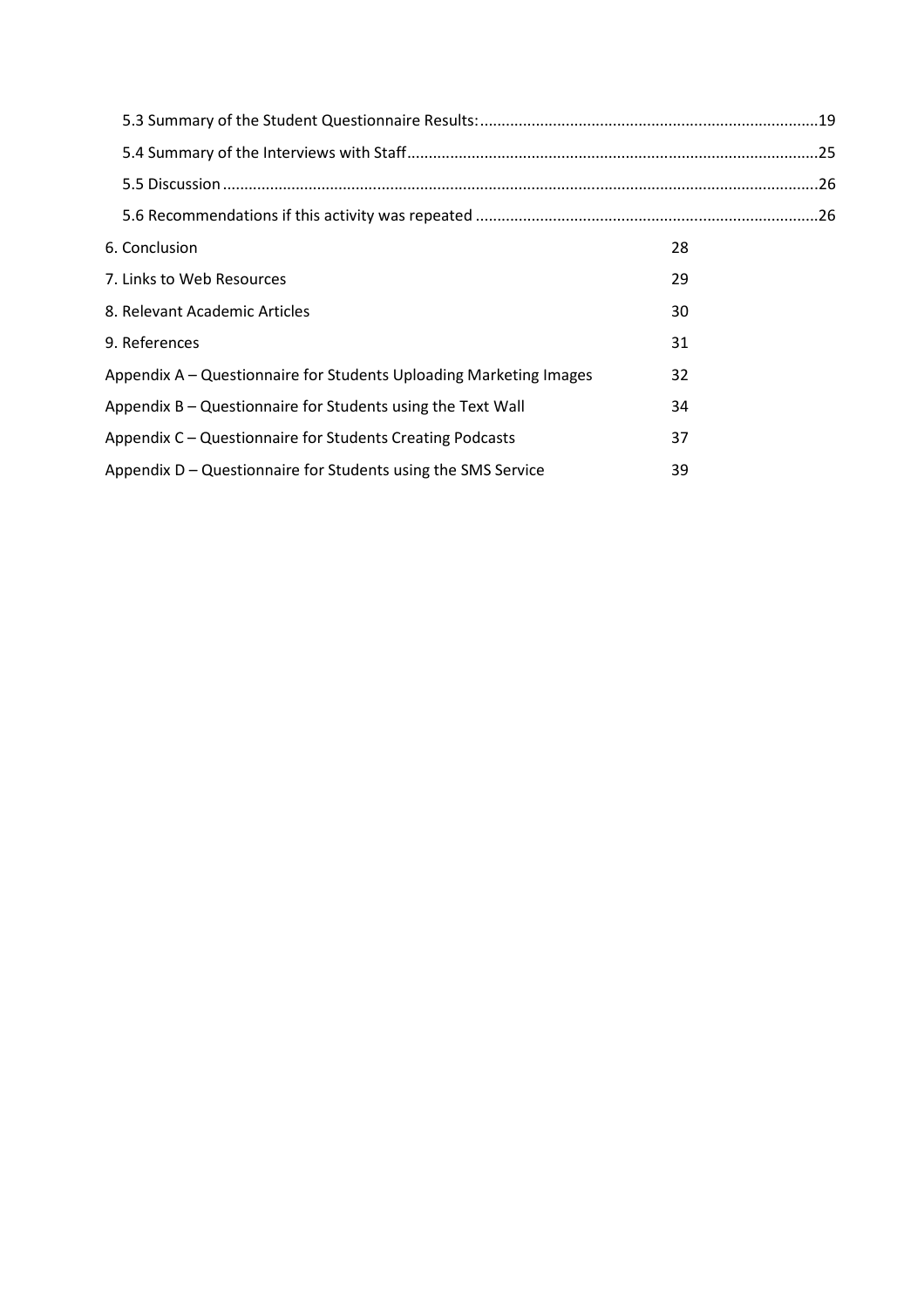5.3 Summary of the Student Questionnaire Results: ....... 19

5.4 Summary of the Interviews with Staff ....... 25

5.5 Discussion ....... 26

5.6 Recommendations if this activity was repeated ....... 26

6. Conclusion 28

7. Links to Web Resources 29

8. Relevant Academic Articles 30

9. References 31

Appendix A – Questionnaire for Students Uploading Marketing Images 32

Appendix B – Questionnaire for Students using the Text Wall 34

Appendix C – Questionnaire for Students Creating Podcasts 37

Appendix D – Questionnaire for Students using the SMS Service 39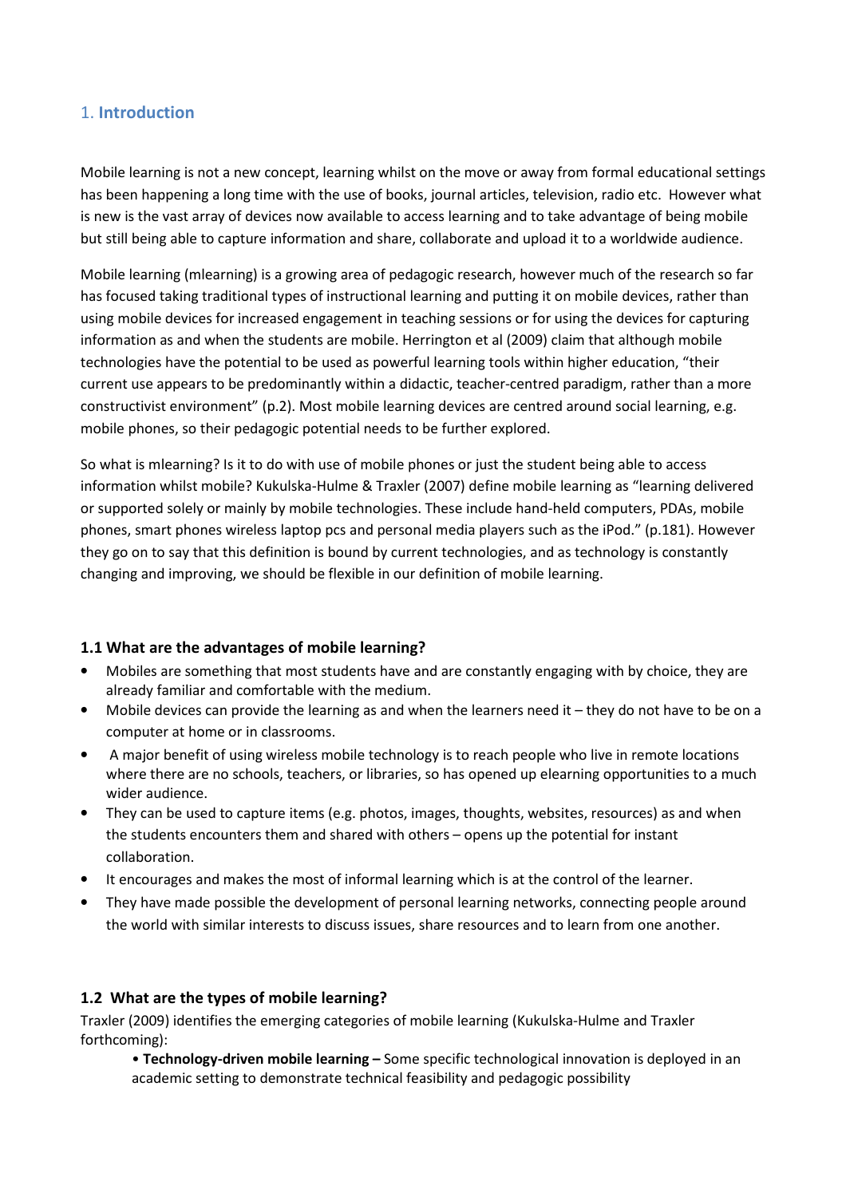## 1. Introduction

Mobile learning is not a new concept, learning whilst on the move or away from formal educational settings has been happening a long time with the use of books, journal articles, television, radio etc. However what is new is the vast array of devices now available to access learning and to take advantage of being mobile but still being able to capture information and share, collaborate and upload it to a worldwide audience.

Mobile learning (mlearning) is a growing area of pedagogic research, however much of the research so far has focused taking traditional types of instructional learning and putting it on mobile devices, rather than using mobile devices for increased engagement in teaching sessions or for using the devices for capturing information as and when the students are mobile. Herrington et al (2009) claim that although mobile technologies have the potential to be used as powerful learning tools within higher education, "their current use appears to be predominantly within a didactic, teacher-centred paradigm, rather than a more constructivist environment" (p.2). Most mobile learning devices are centred around social learning, e.g. mobile phones, so their pedagogic potential needs to be further explored.

So what is mlearning? Is it to do with use of mobile phones or just the student being able to access information whilst mobile? Kukulska-Hulme & Traxler (2007) define mobile learning as "learning delivered or supported solely or mainly by mobile technologies. These include hand-held computers, PDAs, mobile phones, smart phones wireless laptop pcs and personal media players such as the iPod." (p.181). However they go on to say that this definition is bound by current technologies, and as technology is constantly changing and improving, we should be flexible in our definition of mobile learning.

### 1.1 What are the advantages of mobile learning?

- Mobiles are something that most students have and are constantly engaging with by choice, they are already familiar and comfortable with the medium.
- Mobile devices can provide the learning as and when the learners need it – they do not have to be on a computer at home or in classrooms.
- A major benefit of using wireless mobile technology is to reach people who live in remote locations where there are no schools, teachers, or libraries, so has opened up elearning opportunities to a much wider audience.
- They can be used to capture items (e.g. photos, images, thoughts, websites, resources) as and when the students encounters them and shared with others – opens up the potential for instant collaboration.
- It encourages and makes the most of informal learning which is at the control of the learner.
- They have made possible the development of personal learning networks, connecting people around the world with similar interests to discuss issues, share resources and to learn from one another.

### 1.2 What are the types of mobile learning?

Traxler (2009) identifies the emerging categories of mobile learning (Kukulska-Hulme and Traxler forthcoming):

- **Technology-driven mobile learning –** Some specific technological innovation is deployed in an academic setting to demonstrate technical feasibility and pedagogic possibility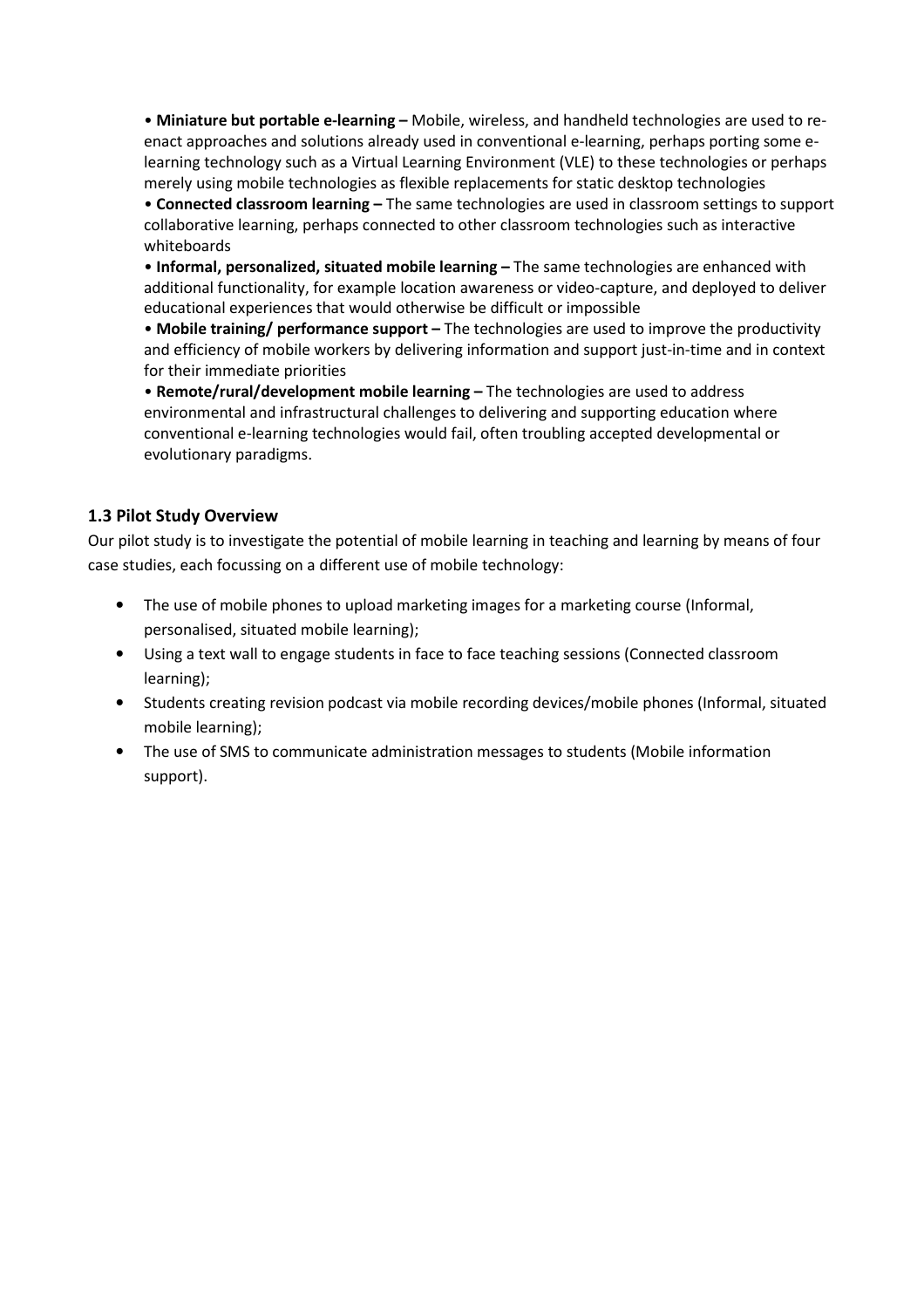- **Miniature but portable e-learning –** Mobile, wireless, and handheld technologies are used to re-enact approaches and solutions already used in conventional e-learning, perhaps porting some e-learning technology such as a Virtual Learning Environment (VLE) to these technologies or perhaps merely using mobile technologies as flexible replacements for static desktop technologies
- **Connected classroom learning –** The same technologies are used in classroom settings to support collaborative learning, perhaps connected to other classroom technologies such as interactive whiteboards
- **Informal, personalized, situated mobile learning –** The same technologies are enhanced with additional functionality, for example location awareness or video-capture, and deployed to deliver educational experiences that would otherwise be difficult or impossible
- **Mobile training/ performance support –** The technologies are used to improve the productivity and efficiency of mobile workers by delivering information and support just-in-time and in context for their immediate priorities
- **Remote/rural/development mobile learning –** The technologies are used to address environmental and infrastructural challenges to delivering and supporting education where conventional e-learning technologies would fail, often troubling accepted developmental or evolutionary paradigms.

### 1.3 Pilot Study Overview

Our pilot study is to investigate the potential of mobile learning in teaching and learning by means of four case studies, each focussing on a different use of mobile technology:

- The use of mobile phones to upload marketing images for a marketing course (Informal, personalised, situated mobile learning);
- Using a text wall to engage students in face to face teaching sessions (Connected classroom learning);
- Students creating revision podcast via mobile recording devices/mobile phones (Informal, situated mobile learning);
- The use of SMS to communicate administration messages to students (Mobile information support).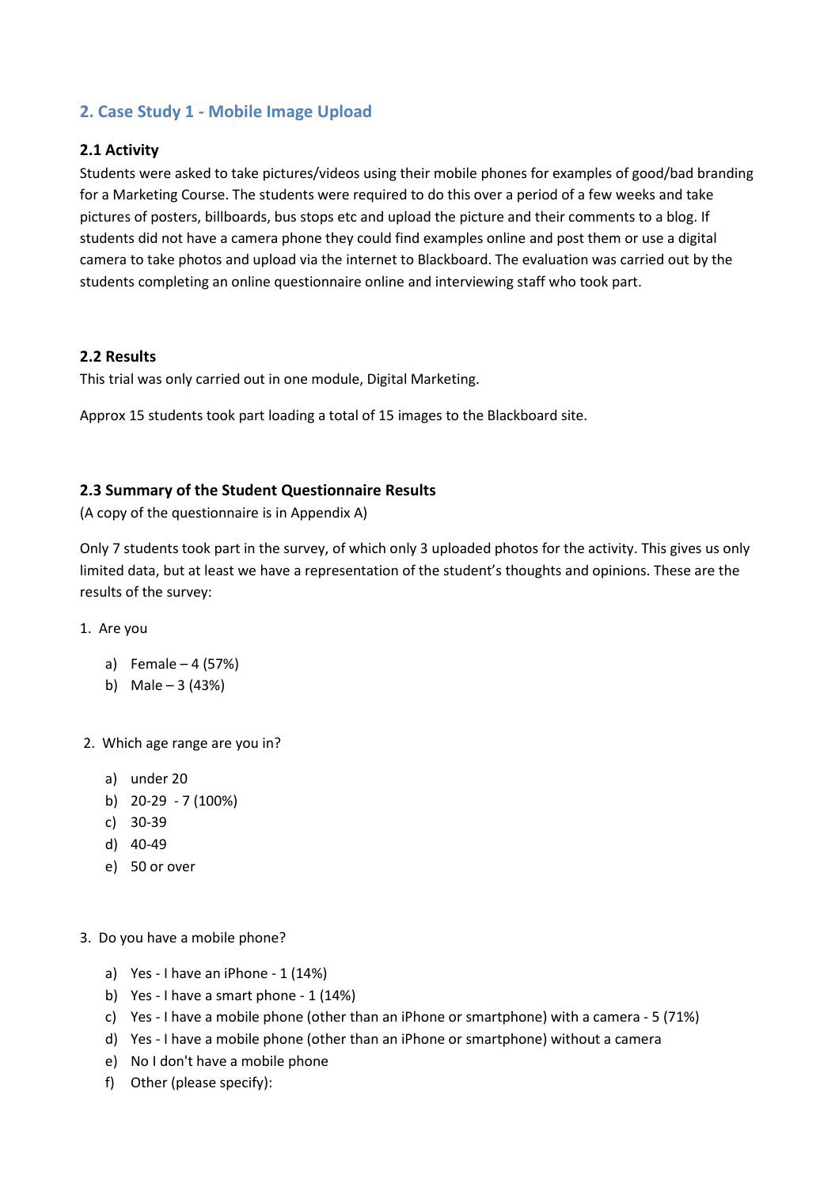## 2. Case Study 1 - Mobile Image Upload

### 2.1 Activity

Students were asked to take pictures/videos using their mobile phones for examples of good/bad branding for a Marketing Course. The students were required to do this over a period of a few weeks and take pictures of posters, billboards, bus stops etc and upload the picture and their comments to a blog. If students did not have a camera phone they could find examples online and post them or use a digital camera to take photos and upload via the internet to Blackboard. The evaluation was carried out by the students completing an online questionnaire online and interviewing staff who took part.

### 2.2 Results

This trial was only carried out in one module, Digital Marketing.

Approx 15 students took part loading a total of 15 images to the Blackboard site.

### 2.3 Summary of the Student Questionnaire Results

(A copy of the questionnaire is in Appendix A)

Only 7 students took part in the survey, of which only 3 uploaded photos for the activity. This gives us only limited data, but at least we have a representation of the student's thoughts and opinions. These are the results of the survey:

1. Are you
   a) Female – 4 (57%)
   b) Male – 3 (43%)

2. Which age range are you in?
   a) under 20
   b) 20-29 - 7 (100%)
   c) 30-39
   d) 40-49
   e) 50 or over

3. Do you have a mobile phone?
   a) Yes - I have an iPhone - 1 (14%)
   b) Yes - I have a smart phone - 1 (14%)
   c) Yes - I have a mobile phone (other than an iPhone or smartphone) with a camera - 5 (71%)
   d) Yes - I have a mobile phone (other than an iPhone or smartphone) without a camera
   e) No I don't have a mobile phone
   f) Other (please specify):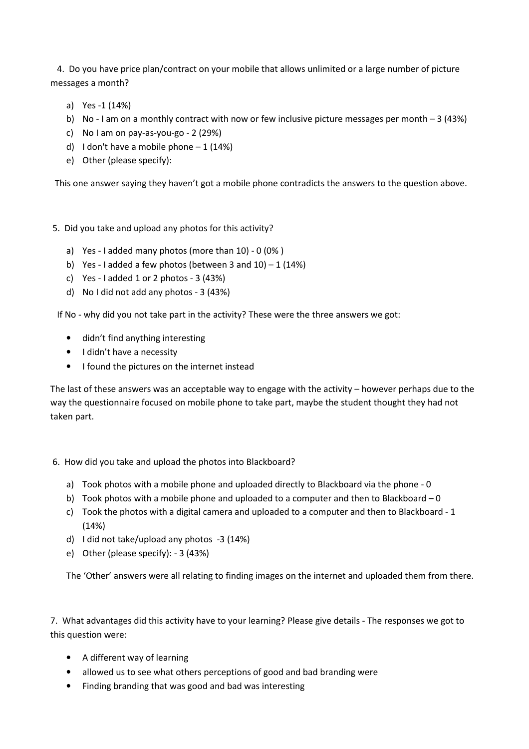4. Do you have price plan/contract on your mobile that allows unlimited or a large number of picture messages a month?

   a) Yes -1 (14%)
   b) No - I am on a monthly contract with now or few inclusive picture messages per month – 3 (43%)
   c) No I am on pay-as-you-go - 2 (29%)
   d) I don't have a mobile phone – 1 (14%)
   e) Other (please specify):

This one answer saying they haven't got a mobile phone contradicts the answers to the question above.

5. Did you take and upload any photos for this activity?

   a) Yes - I added many photos (more than 10) - 0 (0% )
   b) Yes - I added a few photos (between 3 and 10) – 1 (14%)
   c) Yes - I added 1 or 2 photos - 3 (43%)
   d) No I did not add any photos - 3 (43%)

If No - why did you not take part in the activity? These were the three answers we got:

- didn't find anything interesting
- I didn't have a necessity
- I found the pictures on the internet instead

The last of these answers was an acceptable way to engage with the activity – however perhaps due to the way the questionnaire focused on mobile phone to take part, maybe the student thought they had not taken part.

6. How did you take and upload the photos into Blackboard?

   a) Took photos with a mobile phone and uploaded directly to Blackboard via the phone - 0
   b) Took photos with a mobile phone and uploaded to a computer and then to Blackboard – 0
   c) Took the photos with a digital camera and uploaded to a computer and then to Blackboard - 1 (14%)
   d) I did not take/upload any photos -3 (14%)
   e) Other (please specify): - 3 (43%)

   The 'Other' answers were all relating to finding images on the internet and uploaded them from there.

7. What advantages did this activity have to your learning? Please give details - The responses we got to this question were:

- A different way of learning
- allowed us to see what others perceptions of good and bad branding were
- Finding branding that was good and bad was interesting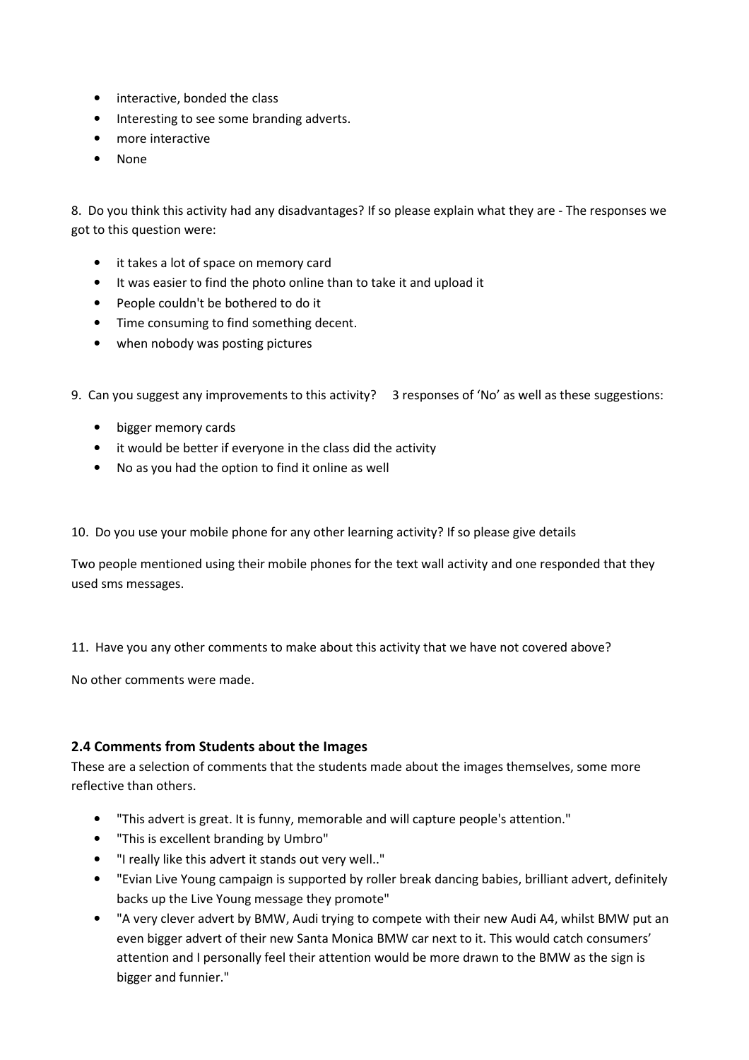- interactive, bonded the class
- Interesting to see some branding adverts.
- more interactive
- None

8. Do you think this activity had any disadvantages? If so please explain what they are - The responses we got to this question were:

- it takes a lot of space on memory card
- It was easier to find the photo online than to take it and upload it
- People couldn't be bothered to do it
- Time consuming to find something decent.
- when nobody was posting pictures

9. Can you suggest any improvements to this activity? 3 responses of 'No' as well as these suggestions:

- bigger memory cards
- it would be better if everyone in the class did the activity
- No as you had the option to find it online as well

10. Do you use your mobile phone for any other learning activity? If so please give details

Two people mentioned using their mobile phones for the text wall activity and one responded that they used sms messages.

11. Have you any other comments to make about this activity that we have not covered above?

No other comments were made.

### 2.4 Comments from Students about the Images

These are a selection of comments that the students made about the images themselves, some more reflective than others.

- "This advert is great. It is funny, memorable and will capture people's attention."
- "This is excellent branding by Umbro"
- "I really like this advert it stands out very well.."
- "Evian Live Young campaign is supported by roller break dancing babies, brilliant advert, definitely backs up the Live Young message they promote"
- "A very clever advert by BMW, Audi trying to compete with their new Audi A4, whilst BMW put an even bigger advert of their new Santa Monica BMW car next to it. This would catch consumers' attention and I personally feel their attention would be more drawn to the BMW as the sign is bigger and funnier."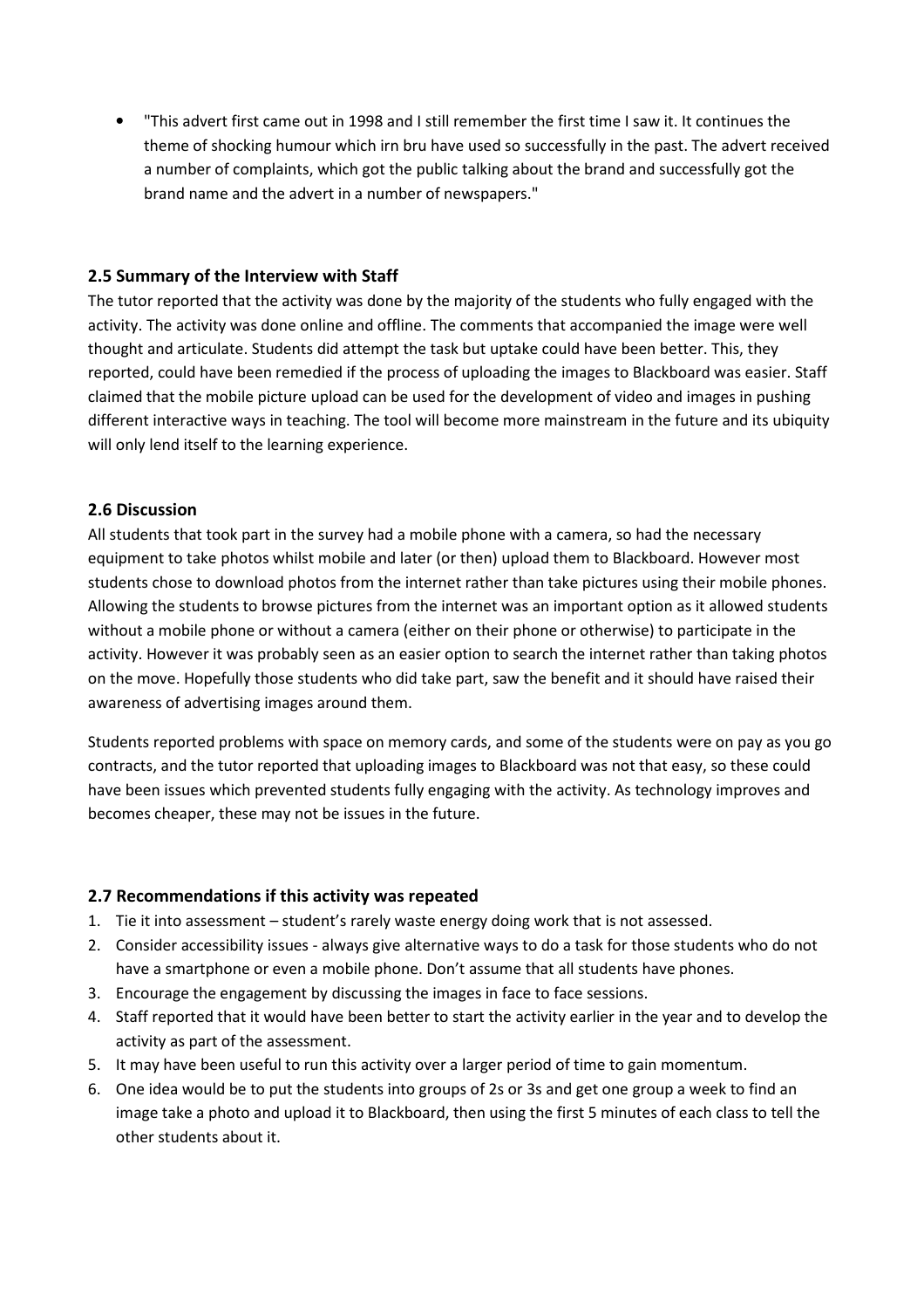- "This advert first came out in 1998 and I still remember the first time I saw it. It continues the theme of shocking humour which irn bru have used so successfully in the past. The advert received a number of complaints, which got the public talking about the brand and successfully got the brand name and the advert in a number of newspapers."

### 2.5 Summary of the Interview with Staff

The tutor reported that the activity was done by the majority of the students who fully engaged with the activity. The activity was done online and offline. The comments that accompanied the image were well thought and articulate. Students did attempt the task but uptake could have been better. This, they reported, could have been remedied if the process of uploading the images to Blackboard was easier. Staff claimed that the mobile picture upload can be used for the development of video and images in pushing different interactive ways in teaching. The tool will become more mainstream in the future and its ubiquity will only lend itself to the learning experience.

### 2.6 Discussion

All students that took part in the survey had a mobile phone with a camera, so had the necessary equipment to take photos whilst mobile and later (or then) upload them to Blackboard. However most students chose to download photos from the internet rather than take pictures using their mobile phones. Allowing the students to browse pictures from the internet was an important option as it allowed students without a mobile phone or without a camera (either on their phone or otherwise) to participate in the activity. However it was probably seen as an easier option to search the internet rather than taking photos on the move. Hopefully those students who did take part, saw the benefit and it should have raised their awareness of advertising images around them.

Students reported problems with space on memory cards, and some of the students were on pay as you go contracts, and the tutor reported that uploading images to Blackboard was not that easy, so these could have been issues which prevented students fully engaging with the activity. As technology improves and becomes cheaper, these may not be issues in the future.

### 2.7 Recommendations if this activity was repeated

1. Tie it into assessment – student's rarely waste energy doing work that is not assessed.
2. Consider accessibility issues - always give alternative ways to do a task for those students who do not have a smartphone or even a mobile phone. Don't assume that all students have phones.
3. Encourage the engagement by discussing the images in face to face sessions.
4. Staff reported that it would have been better to start the activity earlier in the year and to develop the activity as part of the assessment.
5. It may have been useful to run this activity over a larger period of time to gain momentum.
6. One idea would be to put the students into groups of 2s or 3s and get one group a week to find an image take a photo and upload it to Blackboard, then using the first 5 minutes of each class to tell the other students about it.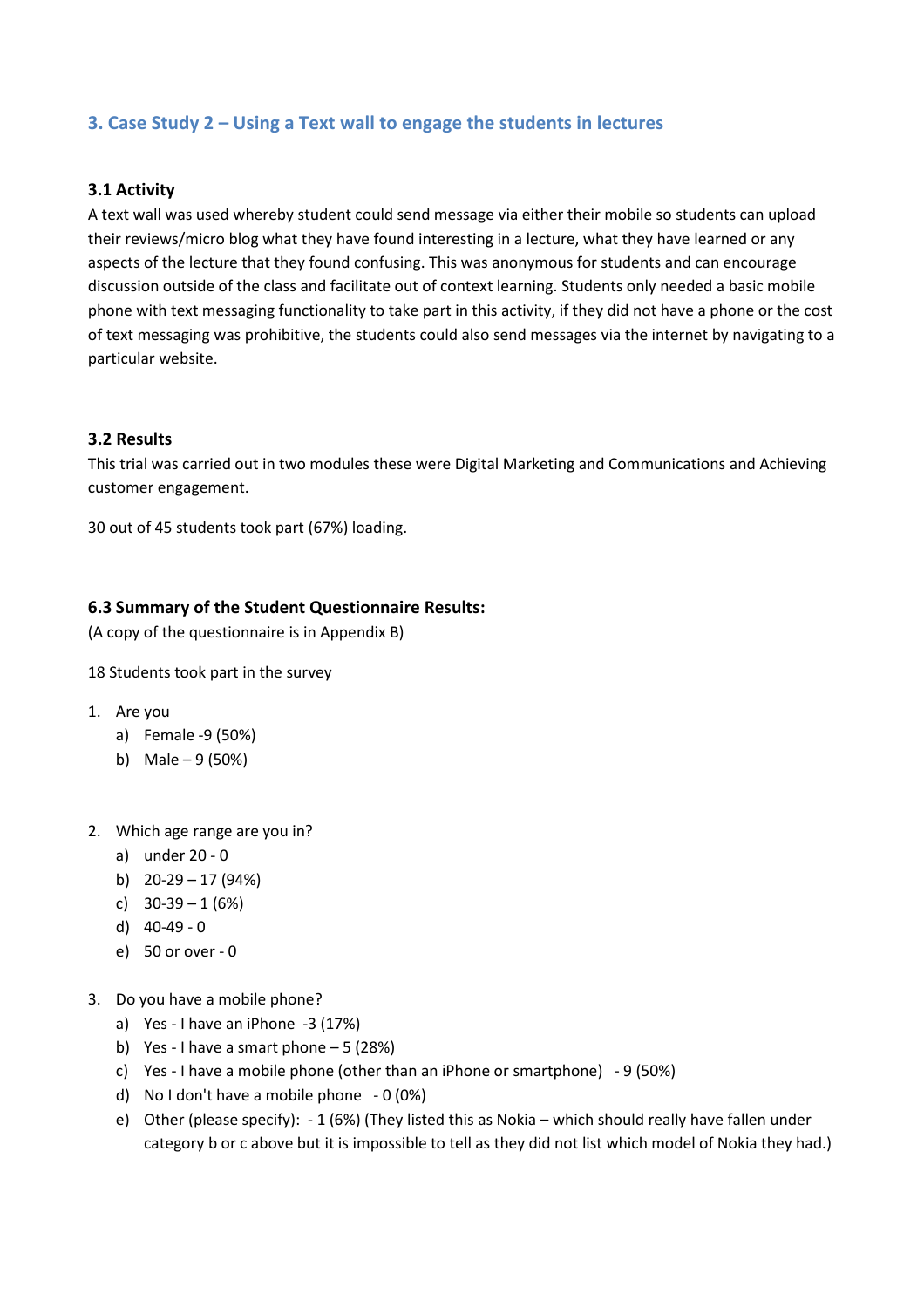## 3. Case Study 2 – Using a Text wall to engage the students in lectures

### 3.1 Activity

A text wall was used whereby student could send message via either their mobile so students can upload their reviews/micro blog what they have found interesting in a lecture, what they have learned or any aspects of the lecture that they found confusing. This was anonymous for students and can encourage discussion outside of the class and facilitate out of context learning. Students only needed a basic mobile phone with text messaging functionality to take part in this activity, if they did not have a phone or the cost of text messaging was prohibitive, the students could also send messages via the internet by navigating to a particular website.

### 3.2 Results

This trial was carried out in two modules these were Digital Marketing and Communications and Achieving customer engagement.

30 out of 45 students took part (67%) loading.

### 6.3 Summary of the Student Questionnaire Results:

(A copy of the questionnaire is in Appendix B)

18 Students took part in the survey

1. Are you
   a) Female -9 (50%)
   b) Male – 9 (50%)

2. Which age range are you in?
   a) under 20 - 0
   b) 20-29 – 17 (94%)
   c) 30-39 – 1 (6%)
   d) 40-49 - 0
   e) 50 or over - 0

3. Do you have a mobile phone?
   a) Yes - I have an iPhone -3 (17%)
   b) Yes - I have a smart phone – 5 (28%)
   c) Yes - I have a mobile phone (other than an iPhone or smartphone) - 9 (50%)
   d) No I don't have a mobile phone - 0 (0%)
   e) Other (please specify): - 1 (6%) (They listed this as Nokia – which should really have fallen under category b or c above but it is impossible to tell as they did not list which model of Nokia they had.)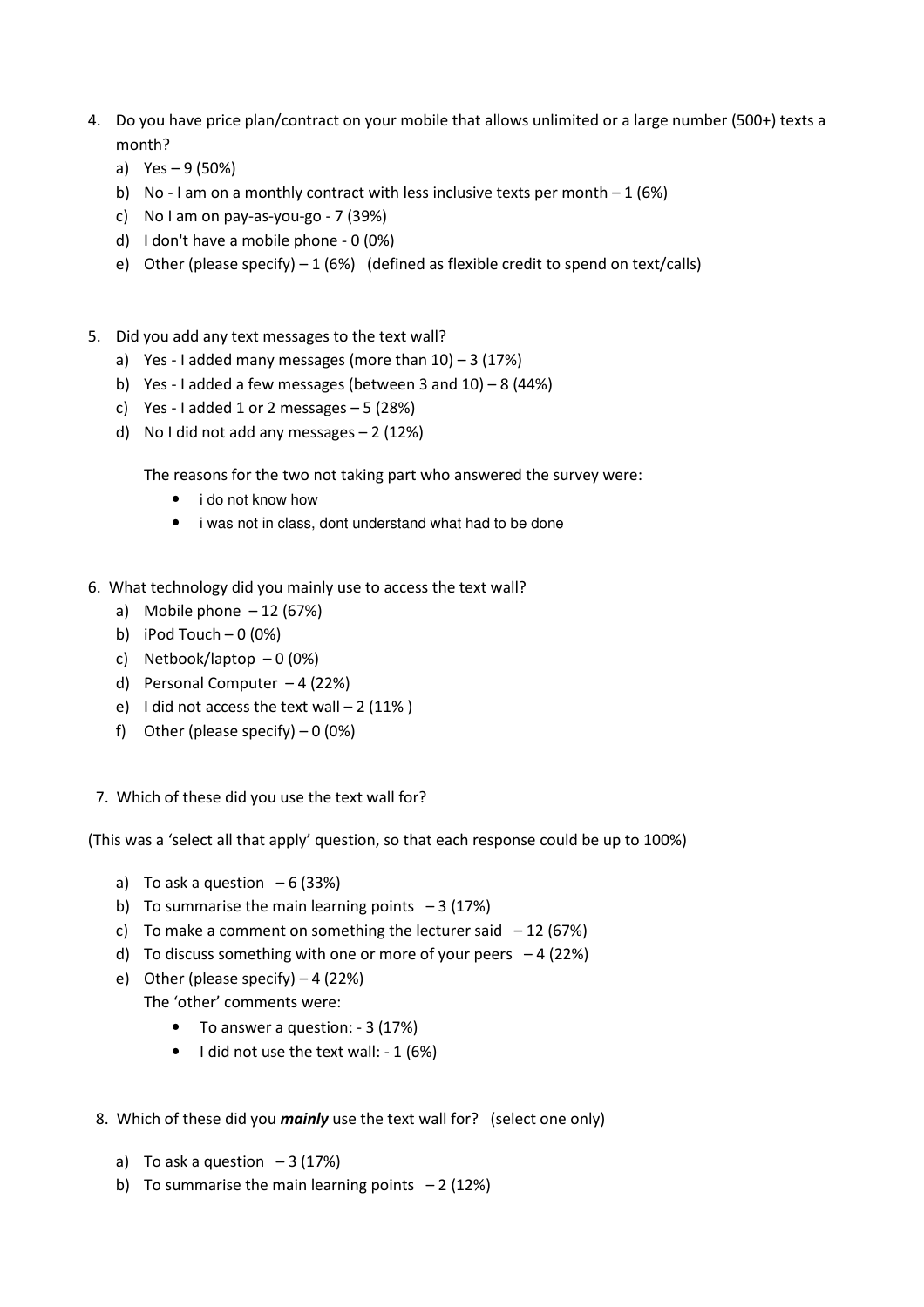4. Do you have price plan/contract on your mobile that allows unlimited or a large number (500+) texts a month?
   a) Yes – 9 (50%)
   b) No - I am on a monthly contract with less inclusive texts per month – 1 (6%)
   c) No I am on pay-as-you-go - 7 (39%)
   d) I don't have a mobile phone - 0 (0%)
   e) Other (please specify) – 1 (6%) (defined as flexible credit to spend on text/calls)

5. Did you add any text messages to the text wall?
   a) Yes - I added many messages (more than 10) – 3 (17%)
   b) Yes - I added a few messages (between 3 and 10) – 8 (44%)
   c) Yes - I added 1 or 2 messages – 5 (28%)
   d) No I did not add any messages – 2 (12%)

   The reasons for the two not taking part who answered the survey were:

   - i do not know how
   - i was not in class, dont understand what had to be done

6. What technology did you mainly use to access the text wall?
   a) Mobile phone – 12 (67%)
   b) iPod Touch – 0 (0%)
   c) Netbook/laptop – 0 (0%)
   d) Personal Computer – 4 (22%)
   e) I did not access the text wall – 2 (11% )
   f) Other (please specify) – 0 (0%)

7. Which of these did you use the text wall for?

(This was a 'select all that apply' question, so that each response could be up to 100%)

   a) To ask a question – 6 (33%)
   b) To summarise the main learning points – 3 (17%)
   c) To make a comment on something the lecturer said – 12 (67%)
   d) To discuss something with one or more of your peers – 4 (22%)
   e) Other (please specify) – 4 (22%)
      The 'other' comments were:
      - To answer a question: - 3 (17%)
      - I did not use the text wall: - 1 (6%)

8. Which of these did you ***mainly*** use the text wall for? (select one only)

   a) To ask a question – 3 (17%)
   b) To summarise the main learning points – 2 (12%)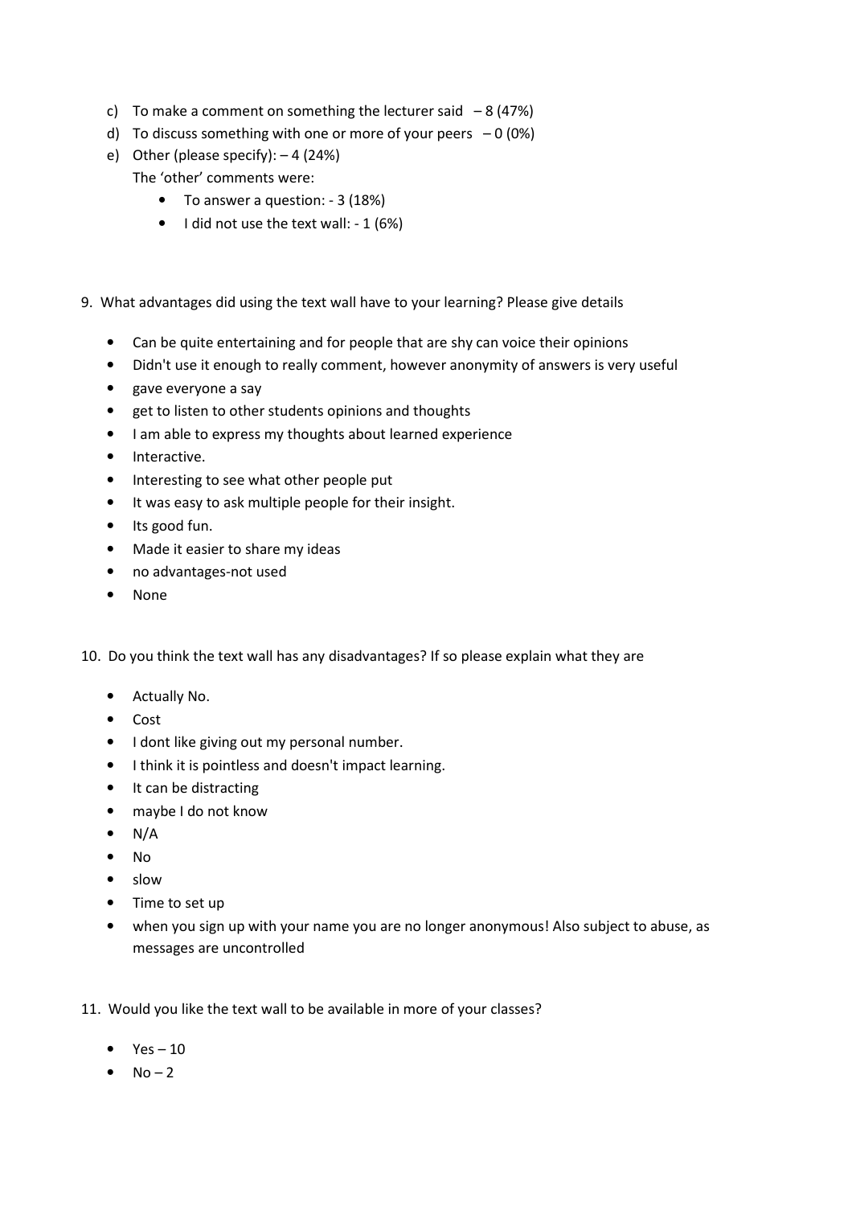c) To make a comment on something the lecturer said – 8 (47%)
d) To discuss something with one or more of your peers – 0 (0%)
e) Other (please specify): – 4 (24%)
   The 'other' comments were:
   - To answer a question: - 3 (18%)
   - I did not use the text wall: - 1 (6%)

9. What advantages did using the text wall have to your learning? Please give details

   - Can be quite entertaining and for people that are shy can voice their opinions
   - Didn't use it enough to really comment, however anonymity of answers is very useful
   - gave everyone a say
   - get to listen to other students opinions and thoughts
   - I am able to express my thoughts about learned experience
   - Interactive.
   - Interesting to see what other people put
   - It was easy to ask multiple people for their insight.
   - Its good fun.
   - Made it easier to share my ideas
   - no advantages-not used
   - None

10. Do you think the text wall has any disadvantages? If so please explain what they are

   - Actually No.
   - Cost
   - I dont like giving out my personal number.
   - I think it is pointless and doesn't impact learning.
   - It can be distracting
   - maybe I do not know
   - N/A
   - No
   - slow
   - Time to set up
   - when you sign up with your name you are no longer anonymous! Also subject to abuse, as messages are uncontrolled

11. Would you like the text wall to be available in more of your classes?

   - Yes – 10
   - No – 2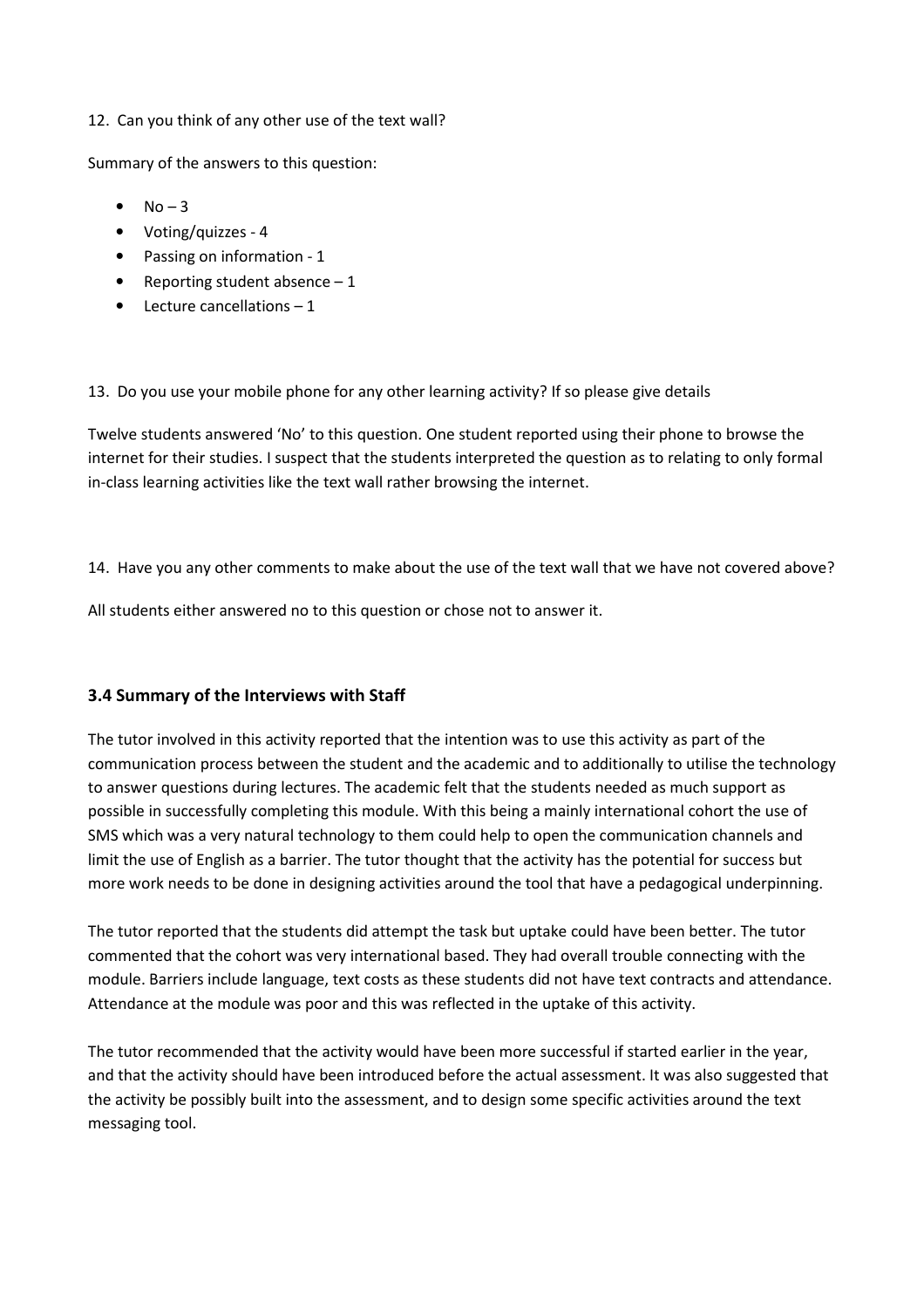12. Can you think of any other use of the text wall?

Summary of the answers to this question:

- No – 3
- Voting/quizzes - 4
- Passing on information - 1
- Reporting student absence – 1
- Lecture cancellations – 1

13. Do you use your mobile phone for any other learning activity? If so please give details

Twelve students answered 'No' to this question. One student reported using their phone to browse the internet for their studies. I suspect that the students interpreted the question as to relating to only formal in-class learning activities like the text wall rather browsing the internet.

14. Have you any other comments to make about the use of the text wall that we have not covered above?

All students either answered no to this question or chose not to answer it.

### 3.4 Summary of the Interviews with Staff

The tutor involved in this activity reported that the intention was to use this activity as part of the communication process between the student and the academic and to additionally to utilise the technology to answer questions during lectures. The academic felt that the students needed as much support as possible in successfully completing this module. With this being a mainly international cohort the use of SMS which was a very natural technology to them could help to open the communication channels and limit the use of English as a barrier. The tutor thought that the activity has the potential for success but more work needs to be done in designing activities around the tool that have a pedagogical underpinning.

The tutor reported that the students did attempt the task but uptake could have been better. The tutor commented that the cohort was very international based. They had overall trouble connecting with the module. Barriers include language, text costs as these students did not have text contracts and attendance. Attendance at the module was poor and this was reflected in the uptake of this activity.

The tutor recommended that the activity would have been more successful if started earlier in the year, and that the activity should have been introduced before the actual assessment. It was also suggested that the activity be possibly built into the assessment, and to design some specific activities around the text messaging tool.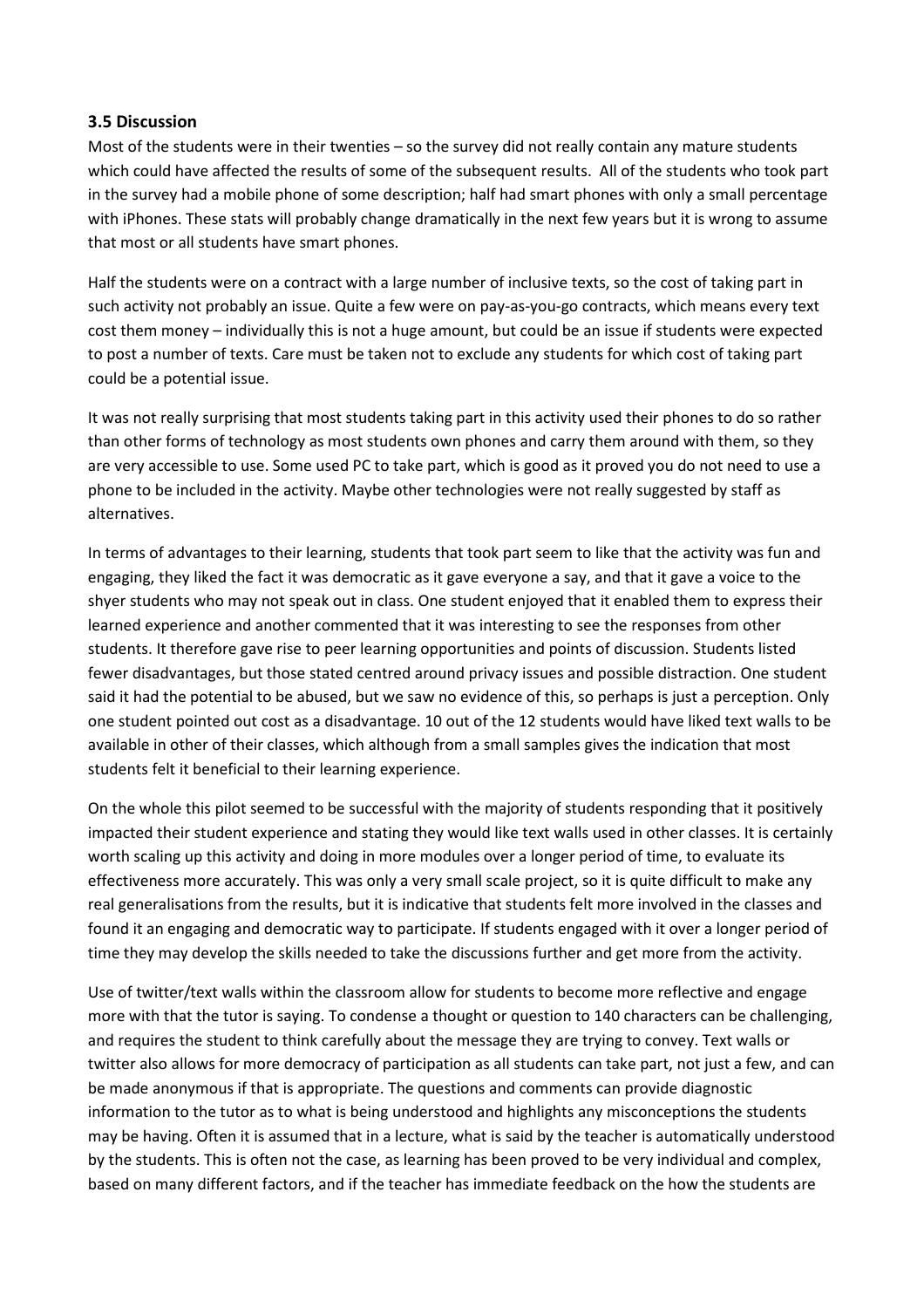### 3.5 Discussion

Most of the students were in their twenties – so the survey did not really contain any mature students which could have affected the results of some of the subsequent results. All of the students who took part in the survey had a mobile phone of some description; half had smart phones with only a small percentage with iPhones. These stats will probably change dramatically in the next few years but it is wrong to assume that most or all students have smart phones.

Half the students were on a contract with a large number of inclusive texts, so the cost of taking part in such activity not probably an issue. Quite a few were on pay-as-you-go contracts, which means every text cost them money – individually this is not a huge amount, but could be an issue if students were expected to post a number of texts. Care must be taken not to exclude any students for which cost of taking part could be a potential issue.

It was not really surprising that most students taking part in this activity used their phones to do so rather than other forms of technology as most students own phones and carry them around with them, so they are very accessible to use. Some used PC to take part, which is good as it proved you do not need to use a phone to be included in the activity. Maybe other technologies were not really suggested by staff as alternatives.

In terms of advantages to their learning, students that took part seem to like that the activity was fun and engaging, they liked the fact it was democratic as it gave everyone a say, and that it gave a voice to the shyer students who may not speak out in class. One student enjoyed that it enabled them to express their learned experience and another commented that it was interesting to see the responses from other students. It therefore gave rise to peer learning opportunities and points of discussion. Students listed fewer disadvantages, but those stated centred around privacy issues and possible distraction. One student said it had the potential to be abused, but we saw no evidence of this, so perhaps is just a perception. Only one student pointed out cost as a disadvantage. 10 out of the 12 students would have liked text walls to be available in other of their classes, which although from a small samples gives the indication that most students felt it beneficial to their learning experience.

On the whole this pilot seemed to be successful with the majority of students responding that it positively impacted their student experience and stating they would like text walls used in other classes. It is certainly worth scaling up this activity and doing in more modules over a longer period of time, to evaluate its effectiveness more accurately. This was only a very small scale project, so it is quite difficult to make any real generalisations from the results, but it is indicative that students felt more involved in the classes and found it an engaging and democratic way to participate. If students engaged with it over a longer period of time they may develop the skills needed to take the discussions further and get more from the activity.

Use of twitter/text walls within the classroom allow for students to become more reflective and engage more with that the tutor is saying. To condense a thought or question to 140 characters can be challenging, and requires the student to think carefully about the message they are trying to convey. Text walls or twitter also allows for more democracy of participation as all students can take part, not just a few, and can be made anonymous if that is appropriate. The questions and comments can provide diagnostic information to the tutor as to what is being understood and highlights any misconceptions the students may be having. Often it is assumed that in a lecture, what is said by the teacher is automatically understood by the students. This is often not the case, as learning has been proved to be very individual and complex, based on many different factors, and if the teacher has immediate feedback on the how the students are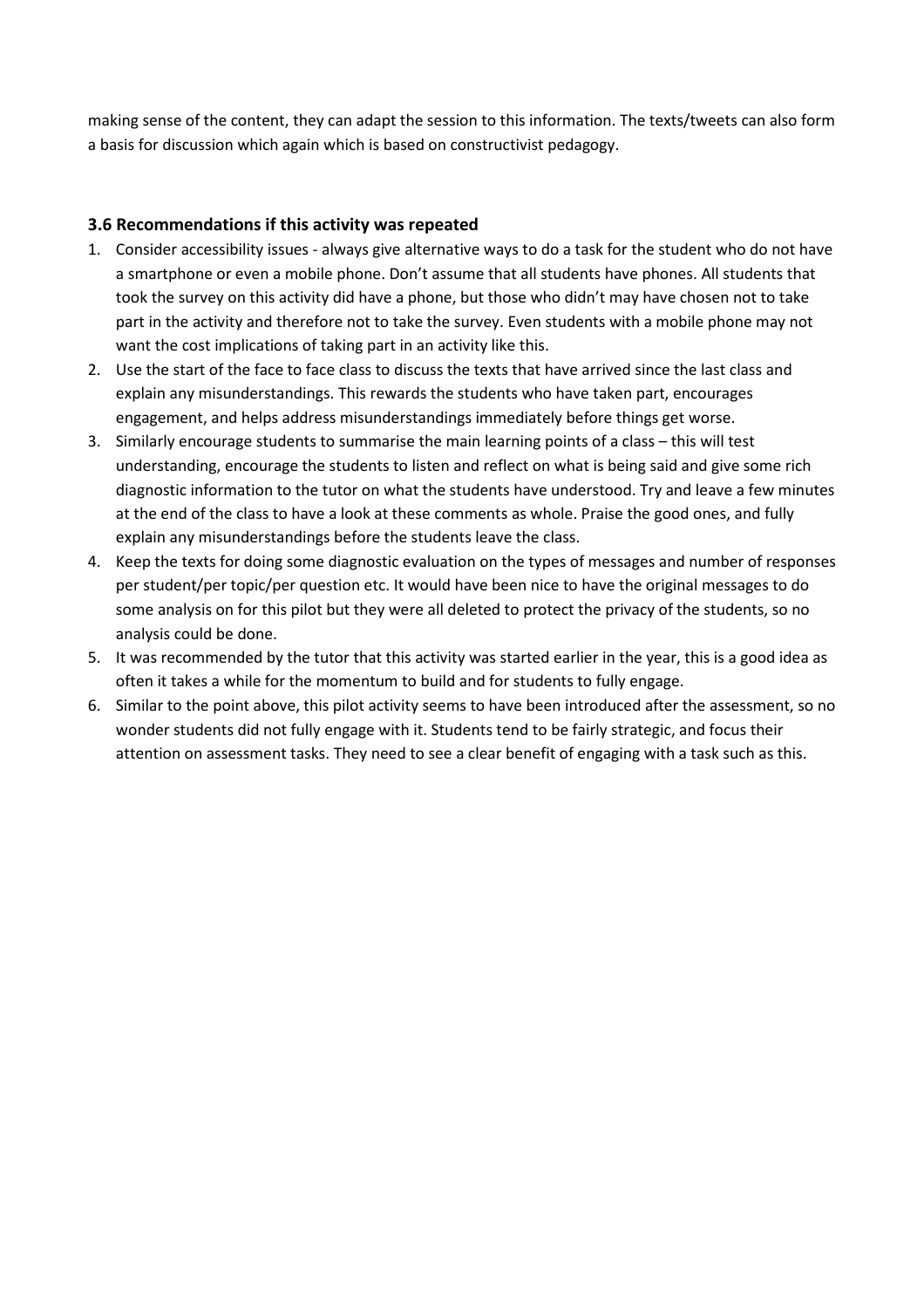making sense of the content, they can adapt the session to this information. The texts/tweets can also form a basis for discussion which again which is based on constructivist pedagogy.

### 3.6 Recommendations if this activity was repeated

1. Consider accessibility issues - always give alternative ways to do a task for the student who do not have a smartphone or even a mobile phone. Don't assume that all students have phones. All students that took the survey on this activity did have a phone, but those who didn't may have chosen not to take part in the activity and therefore not to take the survey. Even students with a mobile phone may not want the cost implications of taking part in an activity like this.
2. Use the start of the face to face class to discuss the texts that have arrived since the last class and explain any misunderstandings. This rewards the students who have taken part, encourages engagement, and helps address misunderstandings immediately before things get worse.
3. Similarly encourage students to summarise the main learning points of a class – this will test understanding, encourage the students to listen and reflect on what is being said and give some rich diagnostic information to the tutor on what the students have understood. Try and leave a few minutes at the end of the class to have a look at these comments as whole. Praise the good ones, and fully explain any misunderstandings before the students leave the class.
4. Keep the texts for doing some diagnostic evaluation on the types of messages and number of responses per student/per topic/per question etc. It would have been nice to have the original messages to do some analysis on for this pilot but they were all deleted to protect the privacy of the students, so no analysis could be done.
5. It was recommended by the tutor that this activity was started earlier in the year, this is a good idea as often it takes a while for the momentum to build and for students to fully engage.
6. Similar to the point above, this pilot activity seems to have been introduced after the assessment, so no wonder students did not fully engage with it. Students tend to be fairly strategic, and focus their attention on assessment tasks. They need to see a clear benefit of engaging with a task such as this.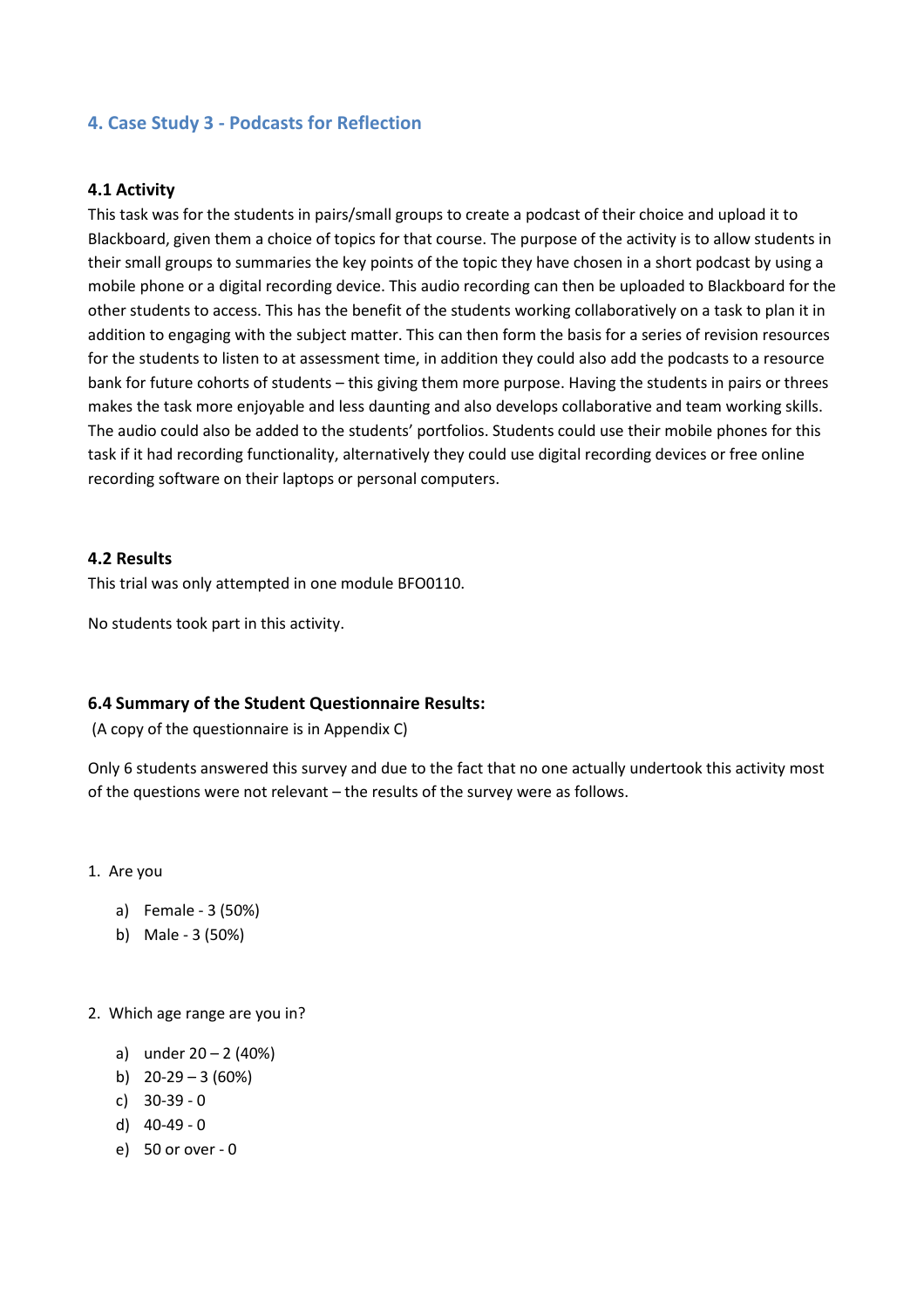## 4. Case Study 3 - Podcasts for Reflection

### 4.1 Activity

This task was for the students in pairs/small groups to create a podcast of their choice and upload it to Blackboard, given them a choice of topics for that course. The purpose of the activity is to allow students in their small groups to summaries the key points of the topic they have chosen in a short podcast by using a mobile phone or a digital recording device. This audio recording can then be uploaded to Blackboard for the other students to access. This has the benefit of the students working collaboratively on a task to plan it in addition to engaging with the subject matter. This can then form the basis for a series of revision resources for the students to listen to at assessment time, in addition they could also add the podcasts to a resource bank for future cohorts of students – this giving them more purpose. Having the students in pairs or threes makes the task more enjoyable and less daunting and also develops collaborative and team working skills. The audio could also be added to the students' portfolios. Students could use their mobile phones for this task if it had recording functionality, alternatively they could use digital recording devices or free online recording software on their laptops or personal computers.

### 4.2 Results

This trial was only attempted in one module BFO0110.

No students took part in this activity.

### 6.4 Summary of the Student Questionnaire Results:

(A copy of the questionnaire is in Appendix C)

Only 6 students answered this survey and due to the fact that no one actually undertook this activity most of the questions were not relevant – the results of the survey were as follows.

1. Are you
   a) Female - 3 (50%)
   b) Male - 3 (50%)

2. Which age range are you in?
   a) under 20 – 2 (40%)
   b) 20-29 – 3 (60%)
   c) 30-39 - 0
   d) 40-49 - 0
   e) 50 or over - 0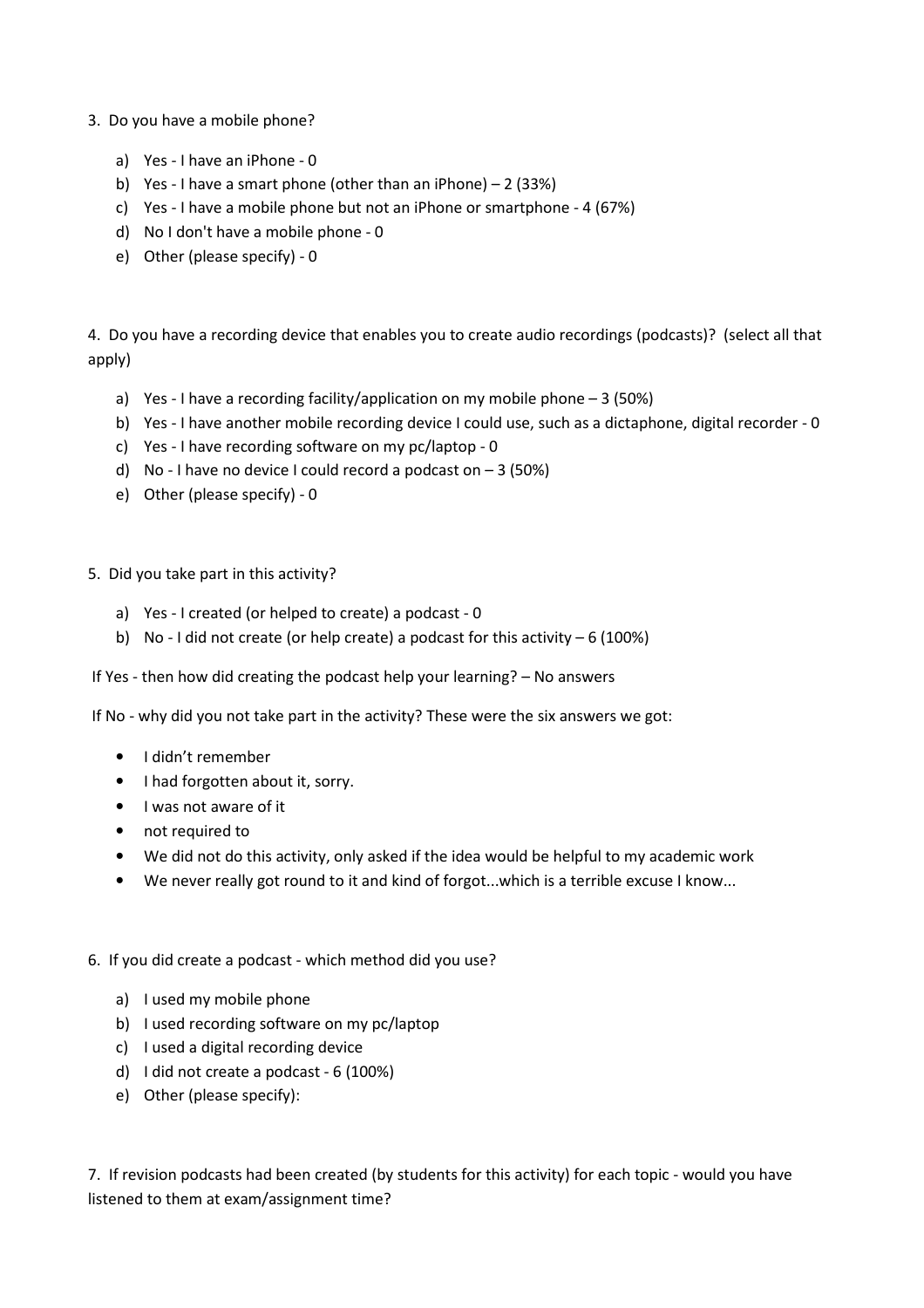3. Do you have a mobile phone?

   a) Yes - I have an iPhone - 0
   b) Yes - I have a smart phone (other than an iPhone) – 2 (33%)
   c) Yes - I have a mobile phone but not an iPhone or smartphone - 4 (67%)
   d) No I don't have a mobile phone - 0
   e) Other (please specify) - 0

4. Do you have a recording device that enables you to create audio recordings (podcasts)? (select all that apply)

   a) Yes - I have a recording facility/application on my mobile phone – 3 (50%)
   b) Yes - I have another mobile recording device I could use, such as a dictaphone, digital recorder - 0
   c) Yes - I have recording software on my pc/laptop - 0
   d) No - I have no device I could record a podcast on – 3 (50%)
   e) Other (please specify) - 0

5. Did you take part in this activity?

   a) Yes - I created (or helped to create) a podcast - 0
   b) No - I did not create (or help create) a podcast for this activity – 6 (100%)

If Yes - then how did creating the podcast help your learning? – No answers

If No - why did you not take part in the activity? These were the six answers we got:

- I didn't remember
- I had forgotten about it, sorry.
- I was not aware of it
- not required to
- We did not do this activity, only asked if the idea would be helpful to my academic work
- We never really got round to it and kind of forgot...which is a terrible excuse I know...

6. If you did create a podcast - which method did you use?

   a) I used my mobile phone
   b) I used recording software on my pc/laptop
   c) I used a digital recording device
   d) I did not create a podcast - 6 (100%)
   e) Other (please specify):

7. If revision podcasts had been created (by students for this activity) for each topic - would you have listened to them at exam/assignment time?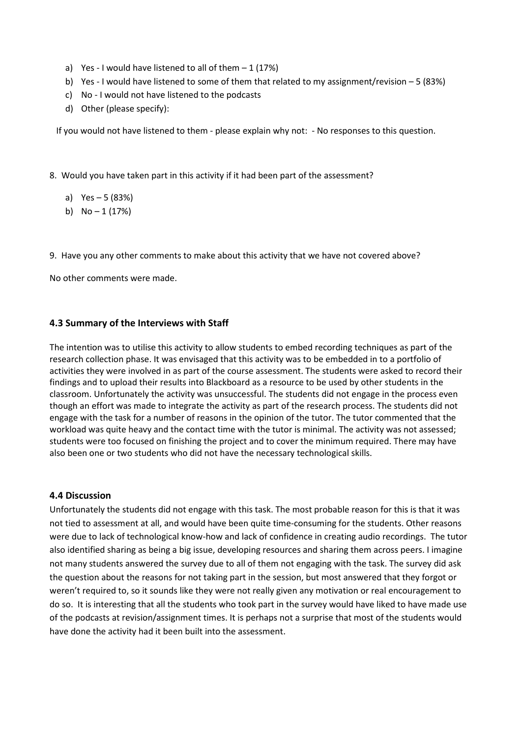a) Yes - I would have listened to all of them – 1 (17%)
b) Yes - I would have listened to some of them that related to my assignment/revision – 5 (83%)
c) No - I would not have listened to the podcasts
d) Other (please specify):

If you would not have listened to them - please explain why not: - No responses to this question.

8. Would you have taken part in this activity if it had been part of the assessment?

   a) Yes – 5 (83%)
   b) No – 1 (17%)

9. Have you any other comments to make about this activity that we have not covered above?

No other comments were made.

### 4.3 Summary of the Interviews with Staff

The intention was to utilise this activity to allow students to embed recording techniques as part of the research collection phase. It was envisaged that this activity was to be embedded in to a portfolio of activities they were involved in as part of the course assessment. The students were asked to record their findings and to upload their results into Blackboard as a resource to be used by other students in the classroom. Unfortunately the activity was unsuccessful. The students did not engage in the process even though an effort was made to integrate the activity as part of the research process. The students did not engage with the task for a number of reasons in the opinion of the tutor. The tutor commented that the workload was quite heavy and the contact time with the tutor is minimal. The activity was not assessed; students were too focused on finishing the project and to cover the minimum required. There may have also been one or two students who did not have the necessary technological skills.

### 4.4 Discussion

Unfortunately the students did not engage with this task. The most probable reason for this is that it was not tied to assessment at all, and would have been quite time-consuming for the students. Other reasons were due to lack of technological know-how and lack of confidence in creating audio recordings. The tutor also identified sharing as being a big issue, developing resources and sharing them across peers. I imagine not many students answered the survey due to all of them not engaging with the task. The survey did ask the question about the reasons for not taking part in the session, but most answered that they forgot or weren't required to, so it sounds like they were not really given any motivation or real encouragement to do so. It is interesting that all the students who took part in the survey would have liked to have made use of the podcasts at revision/assignment times. It is perhaps not a surprise that most of the students would have done the activity had it been built into the assessment.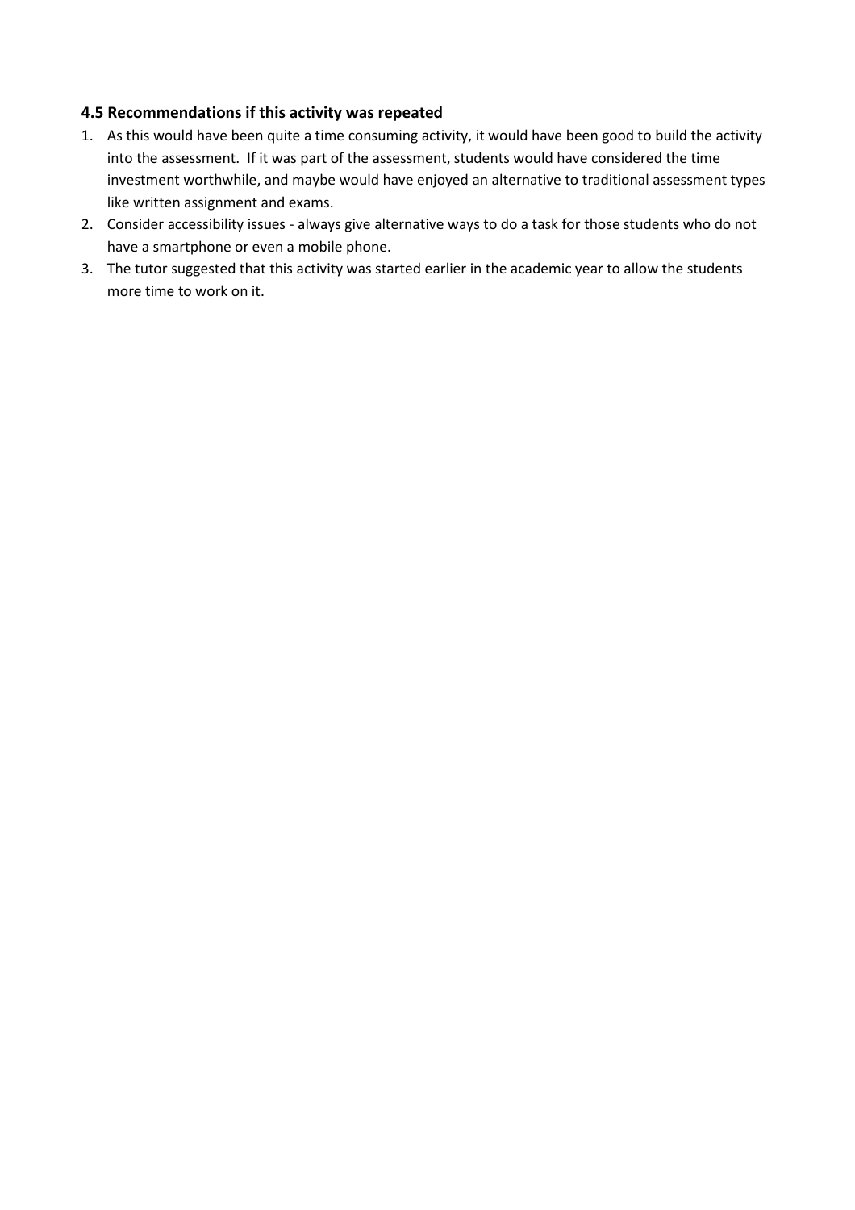### 4.5 Recommendations if this activity was repeated

1. As this would have been quite a time consuming activity, it would have been good to build the activity into the assessment. If it was part of the assessment, students would have considered the time investment worthwhile, and maybe would have enjoyed an alternative to traditional assessment types like written assignment and exams.
2. Consider accessibility issues - always give alternative ways to do a task for those students who do not have a smartphone or even a mobile phone.
3. The tutor suggested that this activity was started earlier in the academic year to allow the students more time to work on it.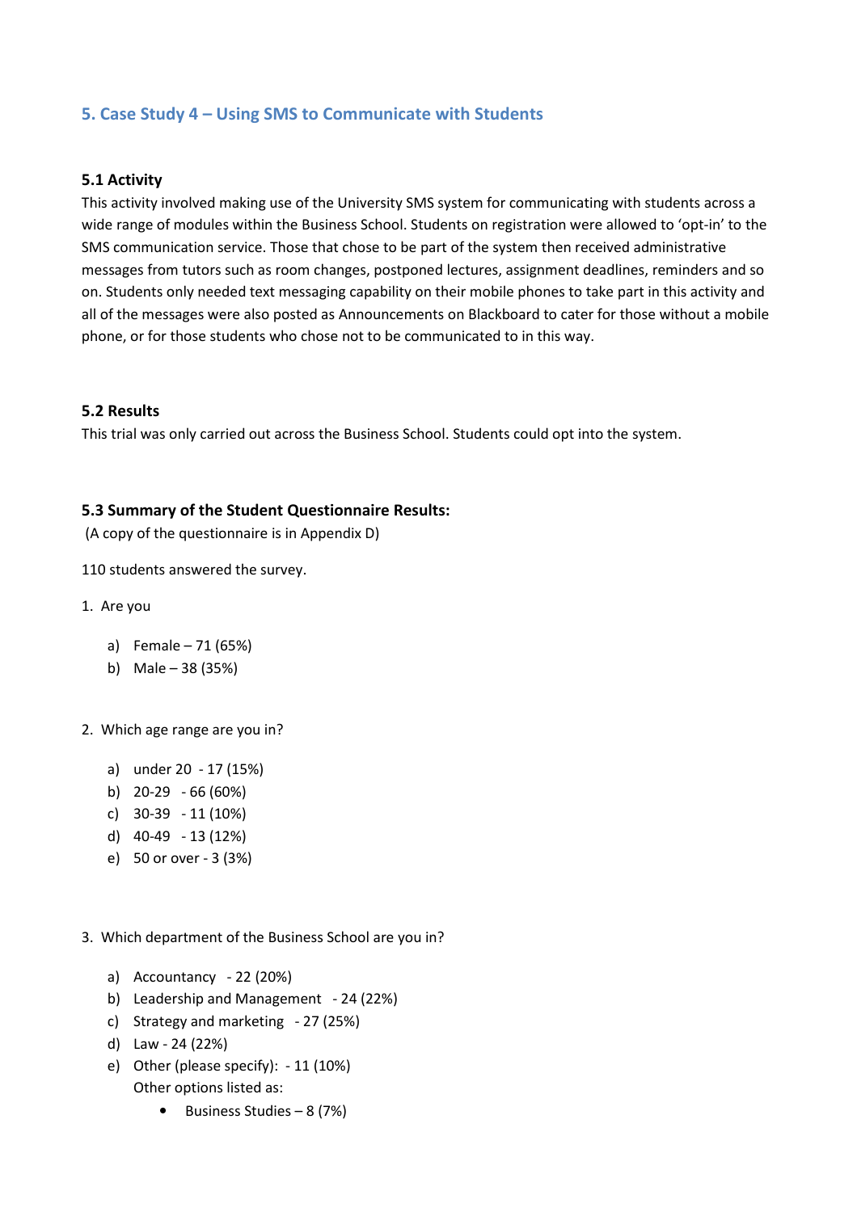## 5. Case Study 4 – Using SMS to Communicate with Students

### 5.1 Activity

This activity involved making use of the University SMS system for communicating with students across a wide range of modules within the Business School. Students on registration were allowed to 'opt-in' to the SMS communication service. Those that chose to be part of the system then received administrative messages from tutors such as room changes, postponed lectures, assignment deadlines, reminders and so on. Students only needed text messaging capability on their mobile phones to take part in this activity and all of the messages were also posted as Announcements on Blackboard to cater for those without a mobile phone, or for those students who chose not to be communicated to in this way.

### 5.2 Results

This trial was only carried out across the Business School. Students could opt into the system.

### 5.3 Summary of the Student Questionnaire Results:

(A copy of the questionnaire is in Appendix D)

110 students answered the survey.

1. Are you
   a) Female – 71 (65%)
   b) Male – 38 (35%)

2. Which age range are you in?
   a) under 20 - 17 (15%)
   b) 20-29 - 66 (60%)
   c) 30-39 - 11 (10%)
   d) 40-49 - 13 (12%)
   e) 50 or over - 3 (3%)

3. Which department of the Business School are you in?
   a) Accountancy - 22 (20%)
   b) Leadership and Management - 24 (22%)
   c) Strategy and marketing - 27 (25%)
   d) Law - 24 (22%)
   e) Other (please specify): - 11 (10%)
      Other options listed as:
      - Business Studies – 8 (7%)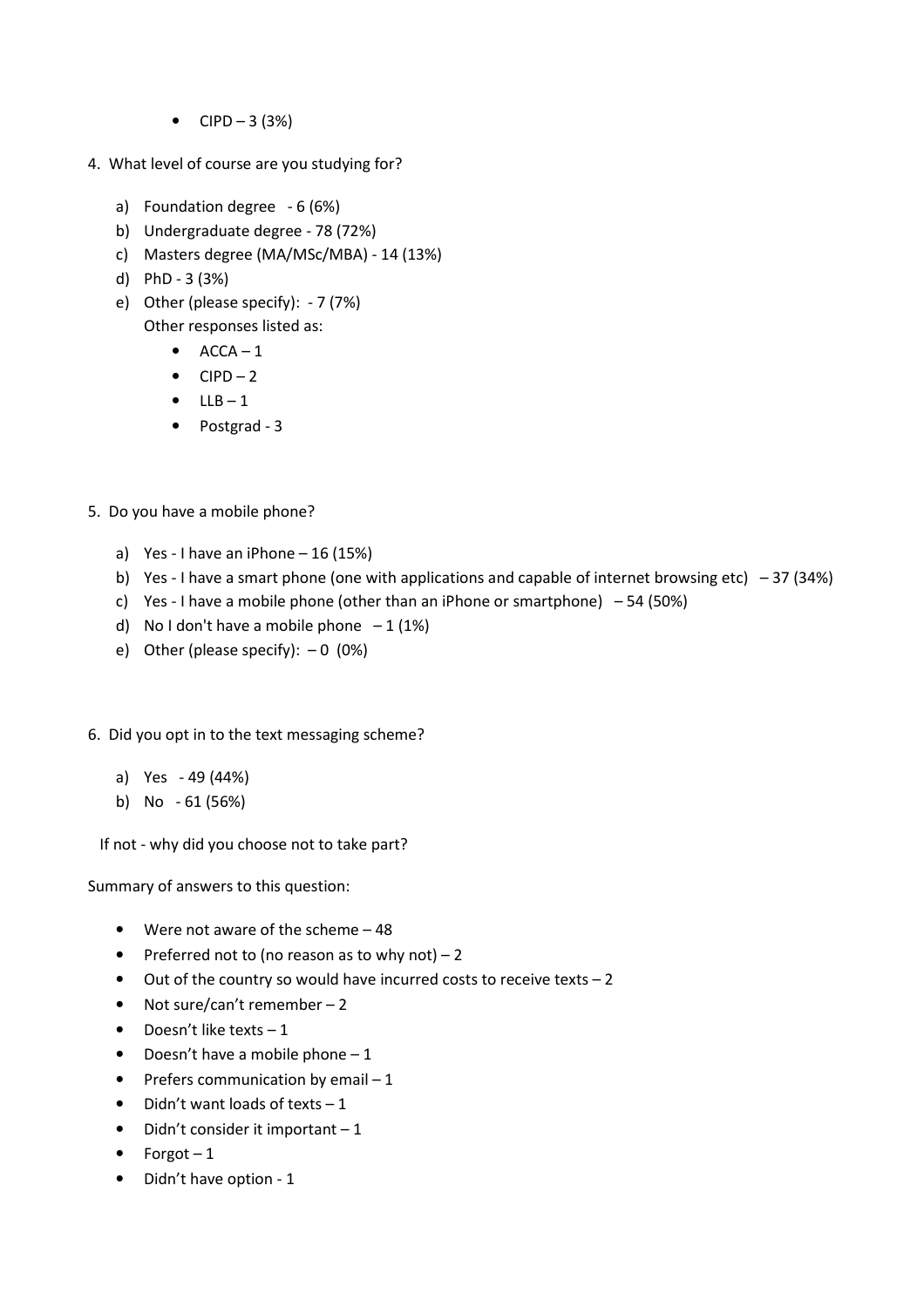- CIPD – 3 (3%)

4. What level of course are you studying for?

   a) Foundation degree - 6 (6%)
   b) Undergraduate degree - 78 (72%)
   c) Masters degree (MA/MSc/MBA) - 14 (13%)
   d) PhD - 3 (3%)
   e) Other (please specify): - 7 (7%)
      Other responses listed as:
      - ACCA – 1
      - CIPD – 2
      - LLB – 1
      - Postgrad - 3

5. Do you have a mobile phone?

   a) Yes - I have an iPhone – 16 (15%)
   b) Yes - I have a smart phone (one with applications and capable of internet browsing etc) – 37 (34%)
   c) Yes - I have a mobile phone (other than an iPhone or smartphone) – 54 (50%)
   d) No I don't have a mobile phone – 1 (1%)
   e) Other (please specify): – 0 (0%)

6. Did you opt in to the text messaging scheme?

   a) Yes - 49 (44%)
   b) No - 61 (56%)

   If not - why did you choose not to take part?

Summary of answers to this question:

- Were not aware of the scheme – 48
- Preferred not to (no reason as to why not) – 2
- Out of the country so would have incurred costs to receive texts – 2
- Not sure/can't remember – 2
- Doesn't like texts – 1
- Doesn't have a mobile phone – 1
- Prefers communication by email – 1
- Didn't want loads of texts – 1
- Didn't consider it important – 1
- Forgot – 1
- Didn't have option - 1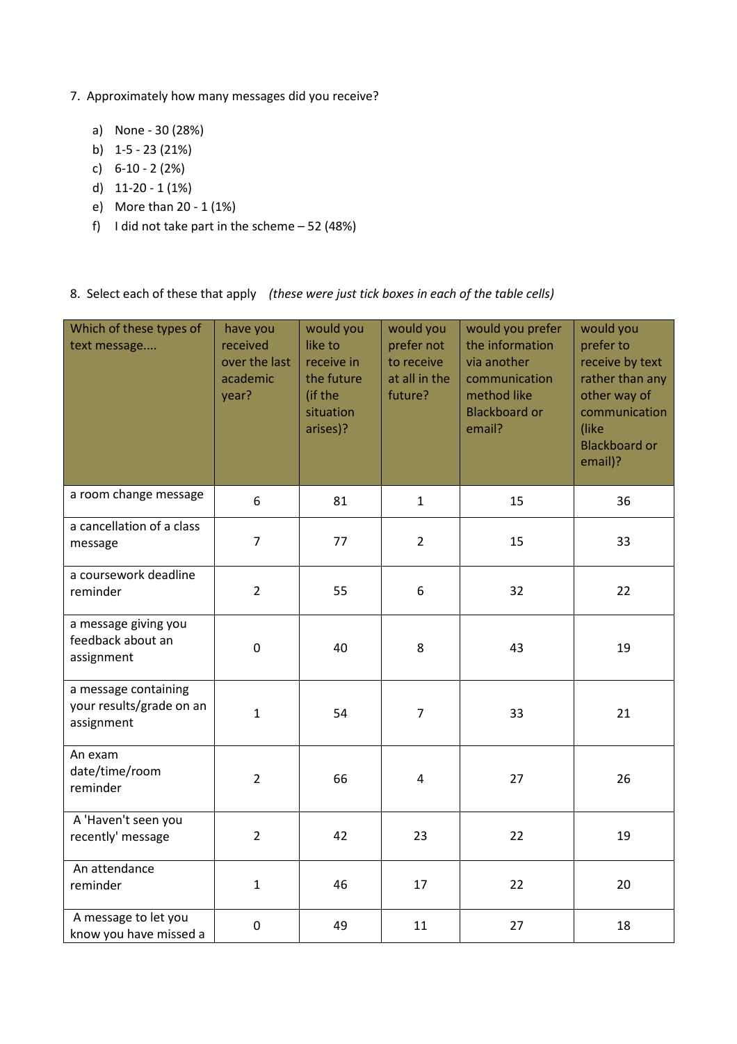7. Approximately how many messages did you receive?

   a) None - 30 (28%)
   b) 1-5 - 23 (21%)
   c) 6-10 - 2 (2%)
   d) 11-20 - 1 (1%)
   e) More than 20 - 1 (1%)
   f) I did not take part in the scheme – 52 (48%)

8. Select each of these that apply *(these were just tick boxes in each of the table cells)*

| Which of these types of text message.... | have you received over the last academic year? | would you like to receive in the future (if the situation arises)? | would you prefer not to receive at all in the future? | would you prefer the information via another communication method like Blackboard or email? | would you prefer to receive by text rather than any other way of communication (like Blackboard or email)? |
|---|---|---|---|---|---|
| a room change message | 6 | 81 | 1 | 15 | 36 |
| a cancellation of a class message | 7 | 77 | 2 | 15 | 33 |
| a coursework deadline reminder | 2 | 55 | 6 | 32 | 22 |
| a message giving you feedback about an assignment | 0 | 40 | 8 | 43 | 19 |
| a message containing your results/grade on an assignment | 1 | 54 | 7 | 33 | 21 |
| An exam date/time/room reminder | 2 | 66 | 4 | 27 | 26 |
| A 'Haven't seen you recently' message | 2 | 42 | 23 | 22 | 19 |
| An attendance reminder | 1 | 46 | 17 | 22 | 20 |
| A message to let you know you have missed a | 0 | 49 | 11 | 27 | 18 |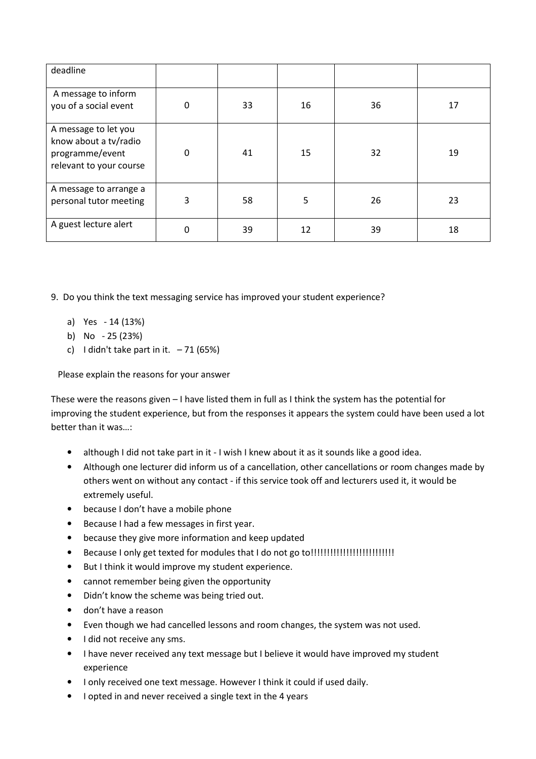| deadline | | | | | |
|---|---|---|---|---|---|
| A message to inform you of a social event | 0 | 33 | 16 | 36 | 17 |
| A message to let you know about a tv/radio programme/event relevant to your course | 0 | 41 | 15 | 32 | 19 |
| A message to arrange a personal tutor meeting | 3 | 58 | 5 | 26 | 23 |
| A guest lecture alert | 0 | 39 | 12 | 39 | 18 |

9. Do you think the text messaging service has improved your student experience?

a) Yes - 14 (13%)
b) No - 25 (23%)
c) I didn't take part in it. – 71 (65%)

Please explain the reasons for your answer

These were the reasons given – I have listed them in full as I think the system has the potential for improving the student experience, but from the responses it appears the system could have been used a lot better than it was…:

- although I did not take part in it - I wish I knew about it as it sounds like a good idea.
- Although one lecturer did inform us of a cancellation, other cancellations or room changes made by others went on without any contact - if this service took off and lecturers used it, it would be extremely useful.
- because I don't have a mobile phone
- Because I had a few messages in first year.
- because they give more information and keep updated
- Because I only get texted for modules that I do not go to!!!!!!!!!!!!!!!!!!!!!!!!!!
- But I think it would improve my student experience.
- cannot remember being given the opportunity
- Didn't know the scheme was being tried out.
- don't have a reason
- Even though we had cancelled lessons and room changes, the system was not used.
- I did not receive any sms.
- I have never received any text message but I believe it would have improved my student experience
- I only received one text message. However I think it could if used daily.
- I opted in and never received a single text in the 4 years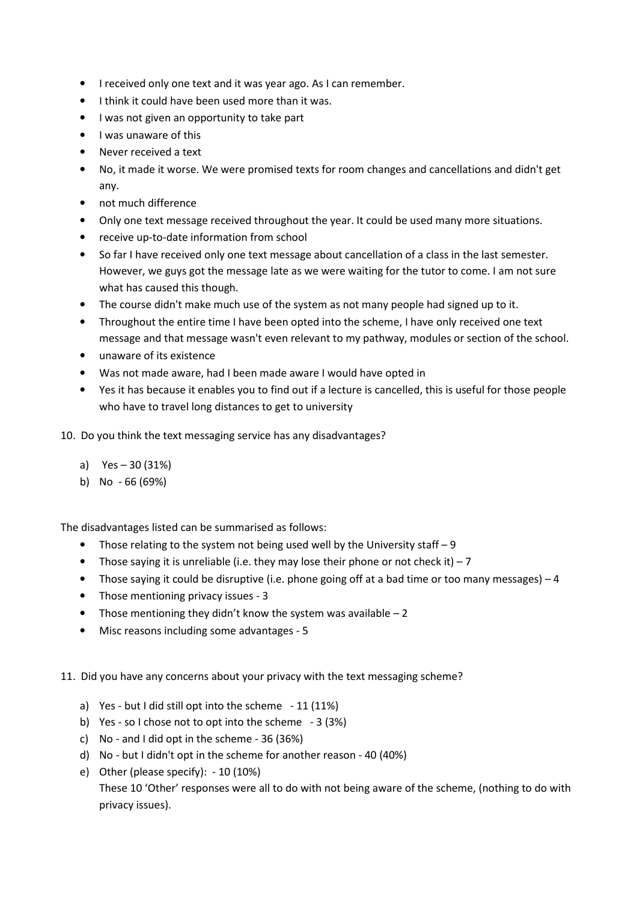- I received only one text and it was year ago. As I can remember.
- I think it could have been used more than it was.
- I was not given an opportunity to take part
- I was unaware of this
- Never received a text
- No, it made it worse. We were promised texts for room changes and cancellations and didn't get any.
- not much difference
- Only one text message received throughout the year. It could be used many more situations.
- receive up-to-date information from school
- So far I have received only one text message about cancellation of a class in the last semester. However, we guys got the message late as we were waiting for the tutor to come. I am not sure what has caused this though.
- The course didn't make much use of the system as not many people had signed up to it.
- Throughout the entire time I have been opted into the scheme, I have only received one text message and that message wasn't even relevant to my pathway, modules or section of the school.
- unaware of its existence
- Was not made aware, had I been made aware I would have opted in
- Yes it has because it enables you to find out if a lecture is cancelled, this is useful for those people who have to travel long distances to get to university

10. Do you think the text messaging service has any disadvantages?

    a) Yes – 30 (31%)
    b) No - 66 (69%)

The disadvantages listed can be summarised as follows:

- Those relating to the system not being used well by the University staff – 9
- Those saying it is unreliable (i.e. they may lose their phone or not check it) – 7
- Those saying it could be disruptive (i.e. phone going off at a bad time or too many messages) – 4
- Those mentioning privacy issues - 3
- Those mentioning they didn't know the system was available – 2
- Misc reasons including some advantages - 5

11. Did you have any concerns about your privacy with the text messaging scheme?

    a) Yes - but I did still opt into the scheme - 11 (11%)
    b) Yes - so I chose not to opt into the scheme - 3 (3%)
    c) No - and I did opt in the scheme - 36 (36%)
    d) No - but I didn't opt in the scheme for another reason - 40 (40%)
    e) Other (please specify): - 10 (10%)
       These 10 'Other' responses were all to do with not being aware of the scheme, (nothing to do with privacy issues).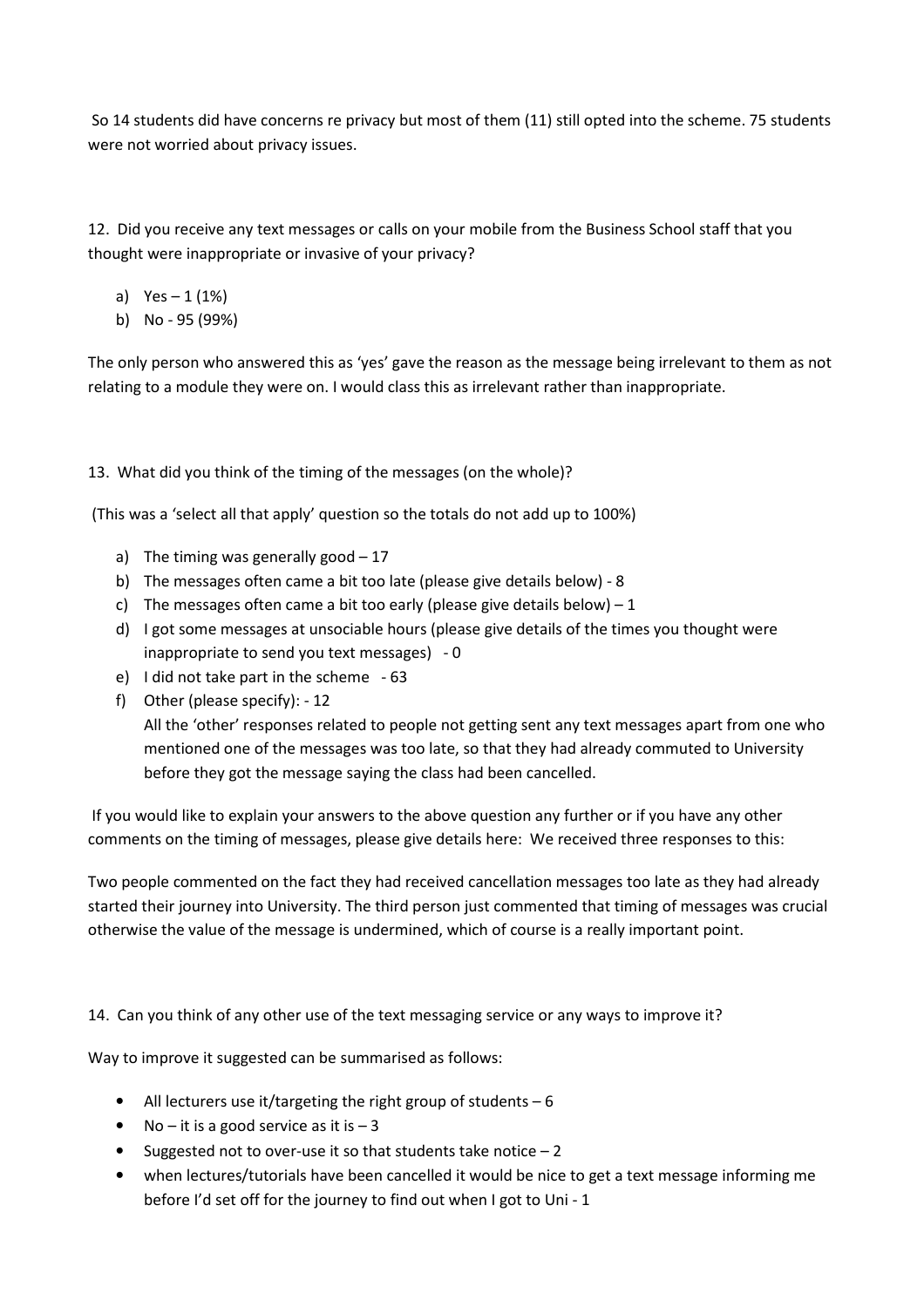So 14 students did have concerns re privacy but most of them (11) still opted into the scheme. 75 students were not worried about privacy issues.

12. Did you receive any text messages or calls on your mobile from the Business School staff that you thought were inappropriate or invasive of your privacy?

a) Yes – 1 (1%)
b) No - 95 (99%)

The only person who answered this as 'yes' gave the reason as the message being irrelevant to them as not relating to a module they were on. I would class this as irrelevant rather than inappropriate.

13. What did you think of the timing of the messages (on the whole)?

(This was a 'select all that apply' question so the totals do not add up to 100%)

a) The timing was generally good – 17
b) The messages often came a bit too late (please give details below) - 8
c) The messages often came a bit too early (please give details below) – 1
d) I got some messages at unsociable hours (please give details of the times you thought were inappropriate to send you text messages) - 0
e) I did not take part in the scheme - 63
f) Other (please specify): - 12
   All the 'other' responses related to people not getting sent any text messages apart from one who mentioned one of the messages was too late, so that they had already commuted to University before they got the message saying the class had been cancelled.

If you would like to explain your answers to the above question any further or if you have any other comments on the timing of messages, please give details here: We received three responses to this:

Two people commented on the fact they had received cancellation messages too late as they had already started their journey into University. The third person just commented that timing of messages was crucial otherwise the value of the message is undermined, which of course is a really important point.

14. Can you think of any other use of the text messaging service or any ways to improve it?

Way to improve it suggested can be summarised as follows:

- All lecturers use it/targeting the right group of students – 6
- No – it is a good service as it is – 3
- Suggested not to over-use it so that students take notice – 2
- when lectures/tutorials have been cancelled it would be nice to get a text message informing me before I'd set off for the journey to find out when I got to Uni - 1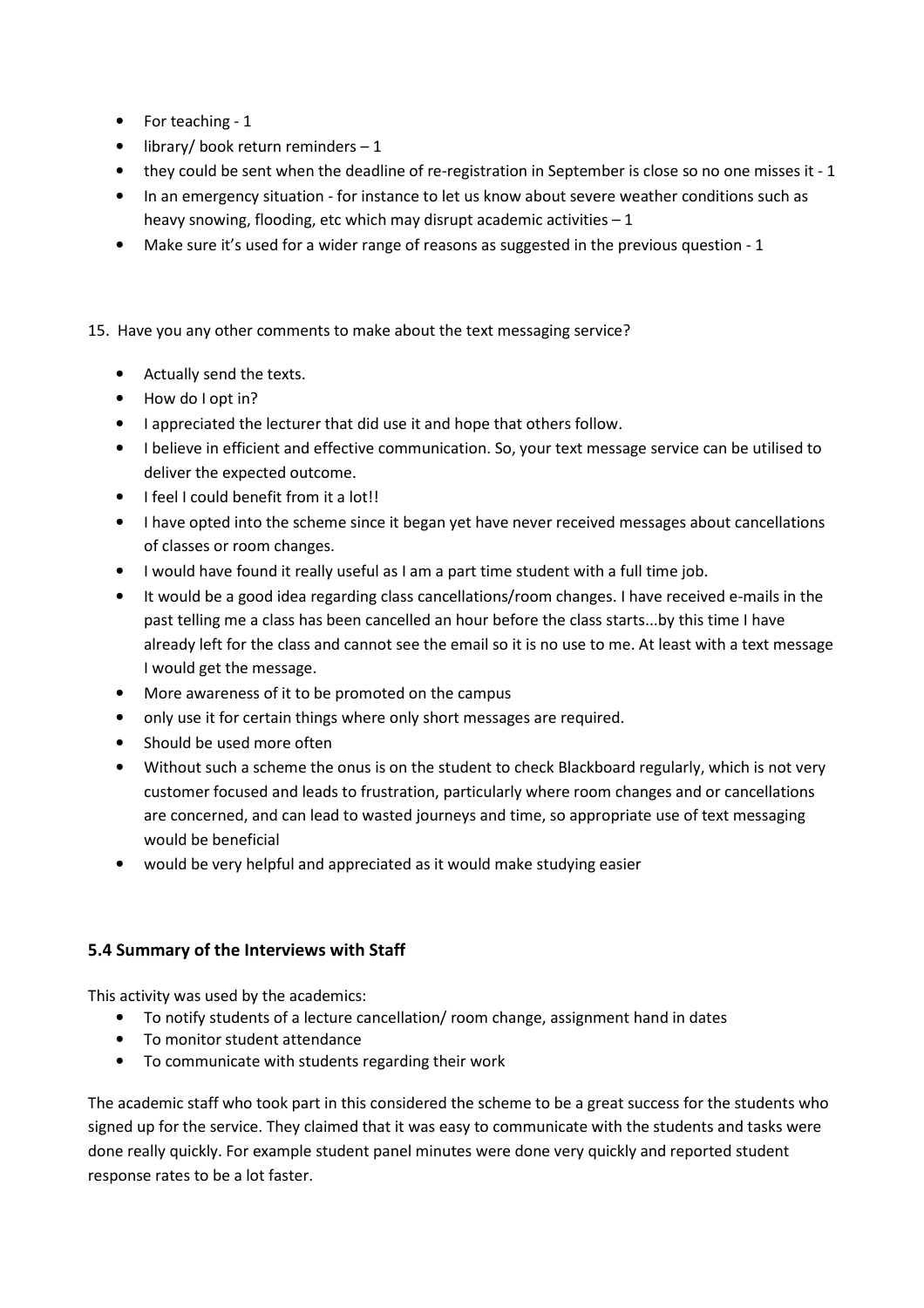- For teaching - 1
- library/ book return reminders – 1
- they could be sent when the deadline of re-registration in September is close so no one misses it - 1
- In an emergency situation - for instance to let us know about severe weather conditions such as heavy snowing, flooding, etc which may disrupt academic activities – 1
- Make sure it's used for a wider range of reasons as suggested in the previous question - 1

15. Have you any other comments to make about the text messaging service?

- Actually send the texts.
- How do I opt in?
- I appreciated the lecturer that did use it and hope that others follow.
- I believe in efficient and effective communication. So, your text message service can be utilised to deliver the expected outcome.
- I feel I could benefit from it a lot!!
- I have opted into the scheme since it began yet have never received messages about cancellations of classes or room changes.
- I would have found it really useful as I am a part time student with a full time job.
- It would be a good idea regarding class cancellations/room changes. I have received e-mails in the past telling me a class has been cancelled an hour before the class starts...by this time I have already left for the class and cannot see the email so it is no use to me. At least with a text message I would get the message.
- More awareness of it to be promoted on the campus
- only use it for certain things where only short messages are required.
- Should be used more often
- Without such a scheme the onus is on the student to check Blackboard regularly, which is not very customer focused and leads to frustration, particularly where room changes and or cancellations are concerned, and can lead to wasted journeys and time, so appropriate use of text messaging would be beneficial
- would be very helpful and appreciated as it would make studying easier

### 5.4 Summary of the Interviews with Staff

This activity was used by the academics:

- To notify students of a lecture cancellation/ room change, assignment hand in dates
- To monitor student attendance
- To communicate with students regarding their work

The academic staff who took part in this considered the scheme to be a great success for the students who signed up for the service. They claimed that it was easy to communicate with the students and tasks were done really quickly. For example student panel minutes were done very quickly and reported student response rates to be a lot faster.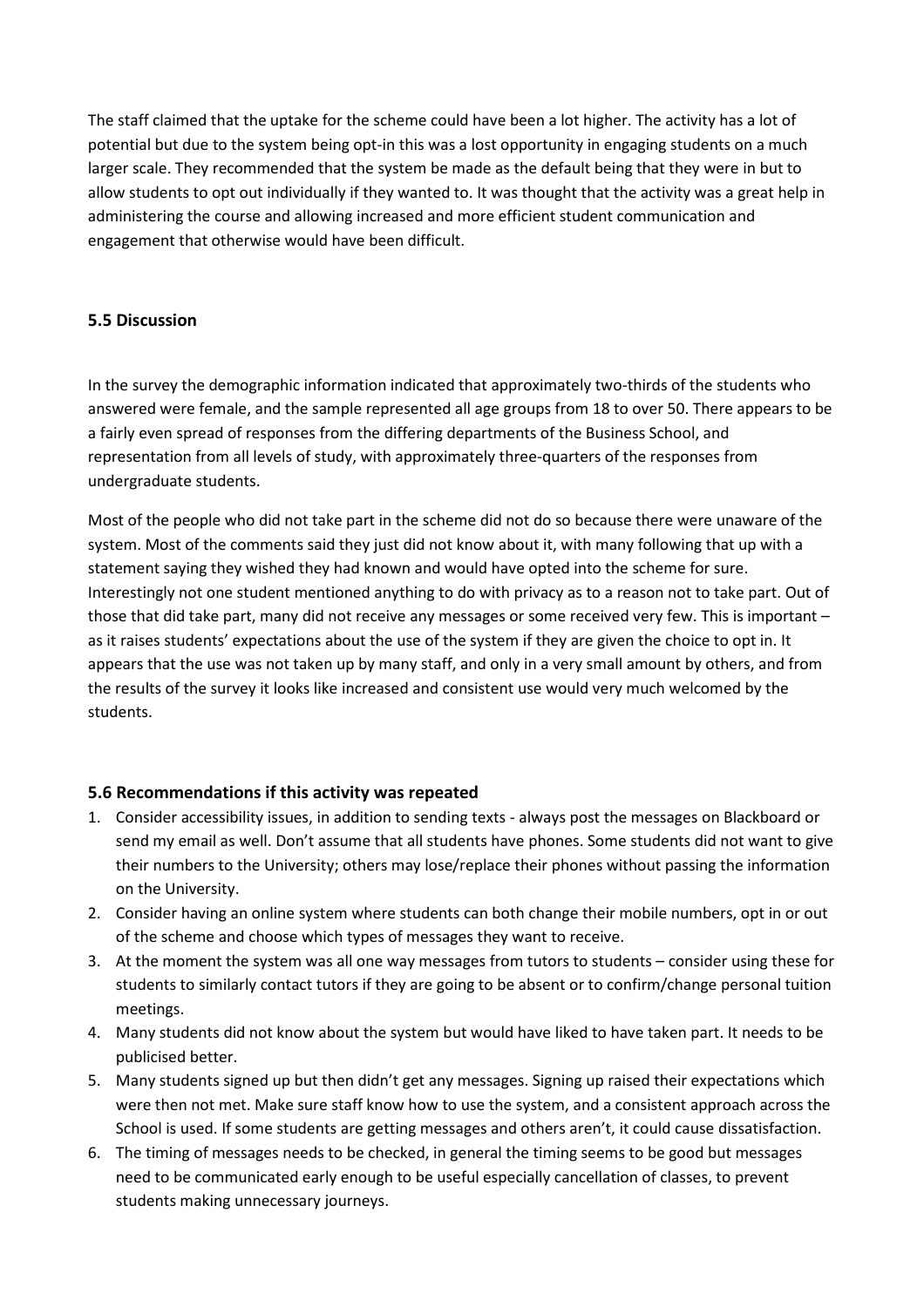The staff claimed that the uptake for the scheme could have been a lot higher. The activity has a lot of potential but due to the system being opt-in this was a lost opportunity in engaging students on a much larger scale. They recommended that the system be made as the default being that they were in but to allow students to opt out individually if they wanted to. It was thought that the activity was a great help in administering the course and allowing increased and more efficient student communication and engagement that otherwise would have been difficult.

### 5.5 Discussion

In the survey the demographic information indicated that approximately two-thirds of the students who answered were female, and the sample represented all age groups from 18 to over 50. There appears to be a fairly even spread of responses from the differing departments of the Business School, and representation from all levels of study, with approximately three-quarters of the responses from undergraduate students.

Most of the people who did not take part in the scheme did not do so because there were unaware of the system. Most of the comments said they just did not know about it, with many following that up with a statement saying they wished they had known and would have opted into the scheme for sure. Interestingly not one student mentioned anything to do with privacy as to a reason not to take part. Out of those that did take part, many did not receive any messages or some received very few. This is important – as it raises students' expectations about the use of the system if they are given the choice to opt in. It appears that the use was not taken up by many staff, and only in a very small amount by others, and from the results of the survey it looks like increased and consistent use would very much welcomed by the students.

### 5.6 Recommendations if this activity was repeated

1. Consider accessibility issues, in addition to sending texts - always post the messages on Blackboard or send my email as well. Don't assume that all students have phones. Some students did not want to give their numbers to the University; others may lose/replace their phones without passing the information on the University.
2. Consider having an online system where students can both change their mobile numbers, opt in or out of the scheme and choose which types of messages they want to receive.
3. At the moment the system was all one way messages from tutors to students – consider using these for students to similarly contact tutors if they are going to be absent or to confirm/change personal tuition meetings.
4. Many students did not know about the system but would have liked to have taken part. It needs to be publicised better.
5. Many students signed up but then didn't get any messages. Signing up raised their expectations which were then not met. Make sure staff know how to use the system, and a consistent approach across the School is used. If some students are getting messages and others aren't, it could cause dissatisfaction.
6. The timing of messages needs to be checked, in general the timing seems to be good but messages need to be communicated early enough to be useful especially cancellation of classes, to prevent students making unnecessary journeys.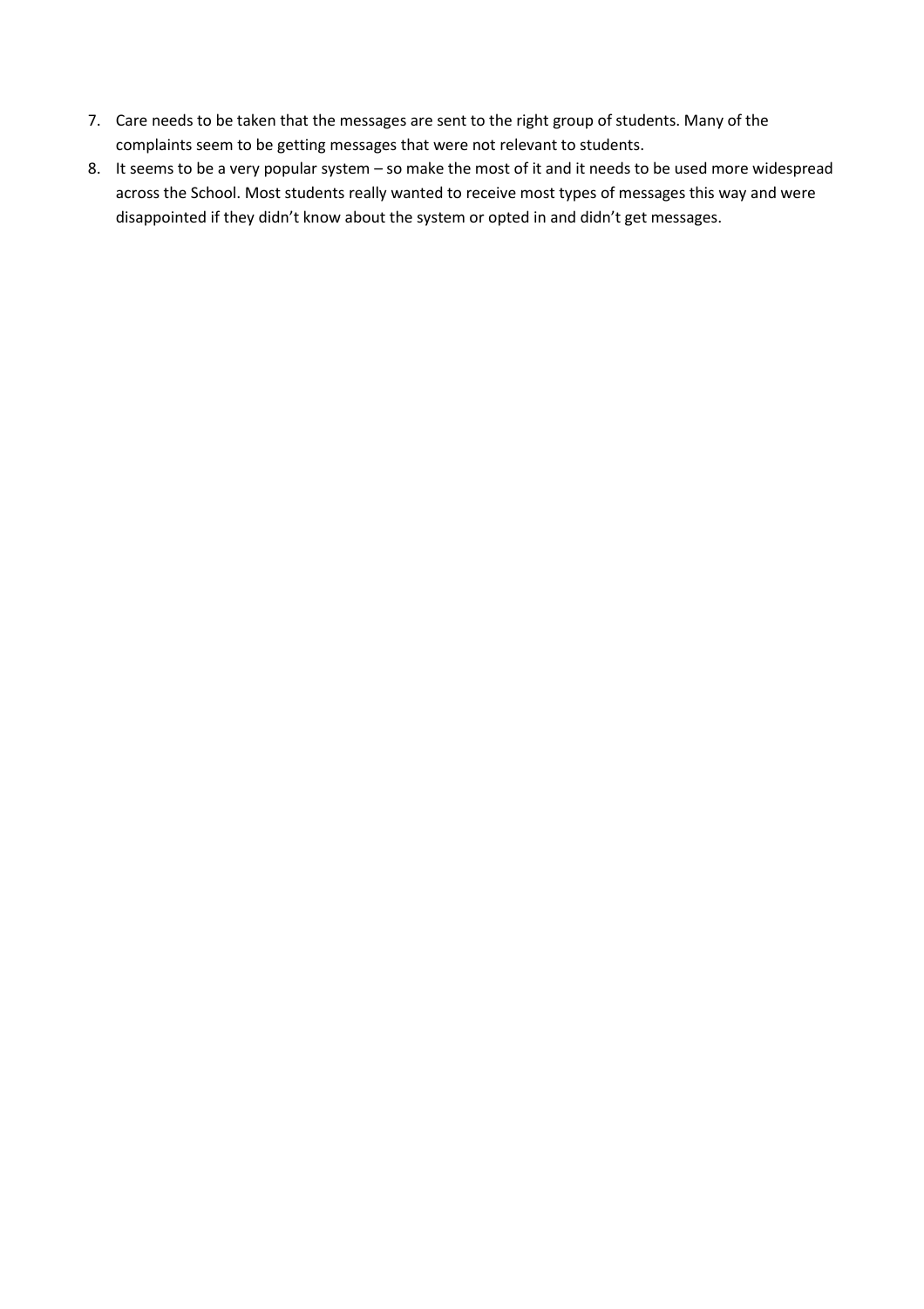7. Care needs to be taken that the messages are sent to the right group of students. Many of the complaints seem to be getting messages that were not relevant to students.
8. It seems to be a very popular system – so make the most of it and it needs to be used more widespread across the School. Most students really wanted to receive most types of messages this way and were disappointed if they didn't know about the system or opted in and didn't get messages.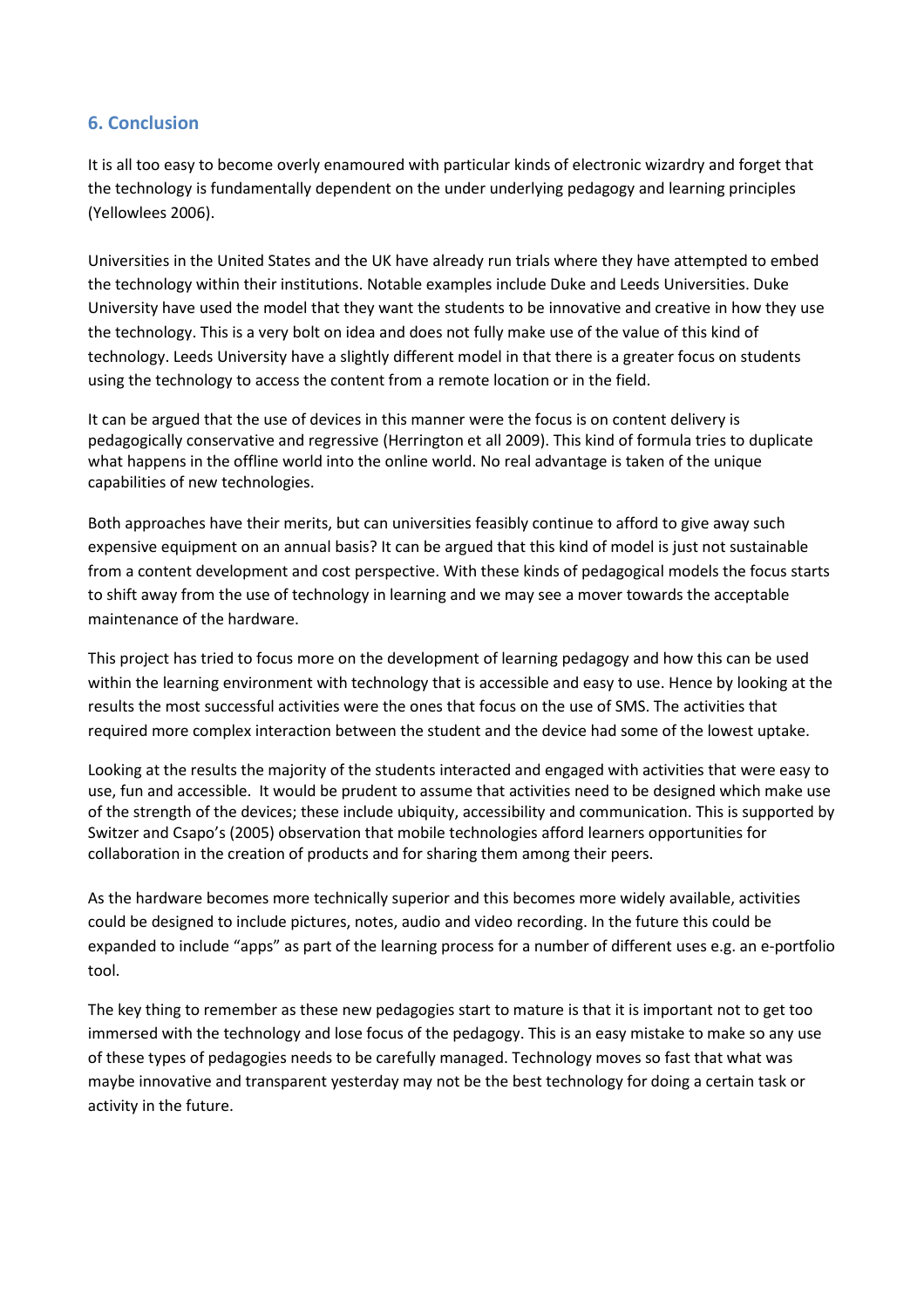## 6. Conclusion

It is all too easy to become overly enamoured with particular kinds of electronic wizardry and forget that the technology is fundamentally dependent on the under underlying pedagogy and learning principles (Yellowlees 2006).

Universities in the United States and the UK have already run trials where they have attempted to embed the technology within their institutions. Notable examples include Duke and Leeds Universities. Duke University have used the model that they want the students to be innovative and creative in how they use the technology. This is a very bolt on idea and does not fully make use of the value of this kind of technology. Leeds University have a slightly different model in that there is a greater focus on students using the technology to access the content from a remote location or in the field.

It can be argued that the use of devices in this manner were the focus is on content delivery is pedagogically conservative and regressive (Herrington et all 2009). This kind of formula tries to duplicate what happens in the offline world into the online world. No real advantage is taken of the unique capabilities of new technologies.

Both approaches have their merits, but can universities feasibly continue to afford to give away such expensive equipment on an annual basis? It can be argued that this kind of model is just not sustainable from a content development and cost perspective. With these kinds of pedagogical models the focus starts to shift away from the use of technology in learning and we may see a mover towards the acceptable maintenance of the hardware.

This project has tried to focus more on the development of learning pedagogy and how this can be used within the learning environment with technology that is accessible and easy to use. Hence by looking at the results the most successful activities were the ones that focus on the use of SMS. The activities that required more complex interaction between the student and the device had some of the lowest uptake.

Looking at the results the majority of the students interacted and engaged with activities that were easy to use, fun and accessible. It would be prudent to assume that activities need to be designed which make use of the strength of the devices; these include ubiquity, accessibility and communication. This is supported by Switzer and Csapo's (2005) observation that mobile technologies afford learners opportunities for collaboration in the creation of products and for sharing them among their peers.

As the hardware becomes more technically superior and this becomes more widely available, activities could be designed to include pictures, notes, audio and video recording. In the future this could be expanded to include "apps" as part of the learning process for a number of different uses e.g. an e-portfolio tool.

The key thing to remember as these new pedagogies start to mature is that it is important not to get too immersed with the technology and lose focus of the pedagogy. This is an easy mistake to make so any use of these types of pedagogies needs to be carefully managed. Technology moves so fast that what was maybe innovative and transparent yesterday may not be the best technology for doing a certain task or activity in the future.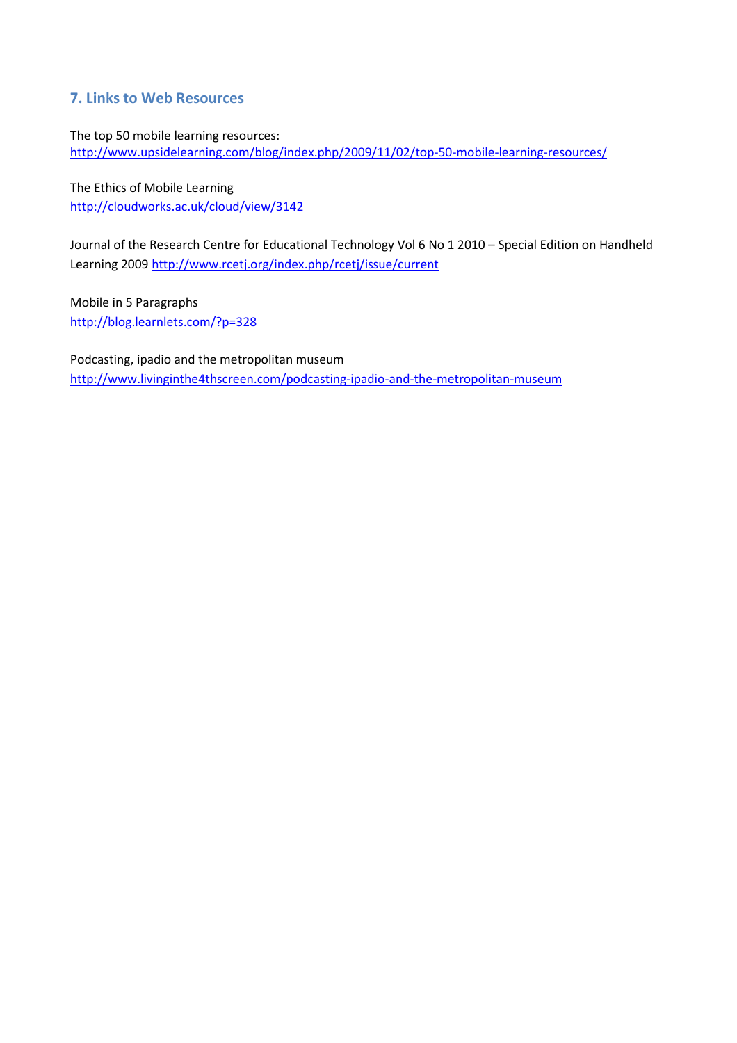## 7. Links to Web Resources

The top 50 mobile learning resources:
http://www.upsidelearning.com/blog/index.php/2009/11/02/top-50-mobile-learning-resources/

The Ethics of Mobile Learning
http://cloudworks.ac.uk/cloud/view/3142

Journal of the Research Centre for Educational Technology Vol 6 No 1 2010 – Special Edition on Handheld Learning 2009 http://www.rcetj.org/index.php/rcetj/issue/current

Mobile in 5 Paragraphs
http://blog.learnlets.com/?p=328

Podcasting, ipadio and the metropolitan museum
http://www.livinginthe4thscreen.com/podcasting-ipadio-and-the-metropolitan-museum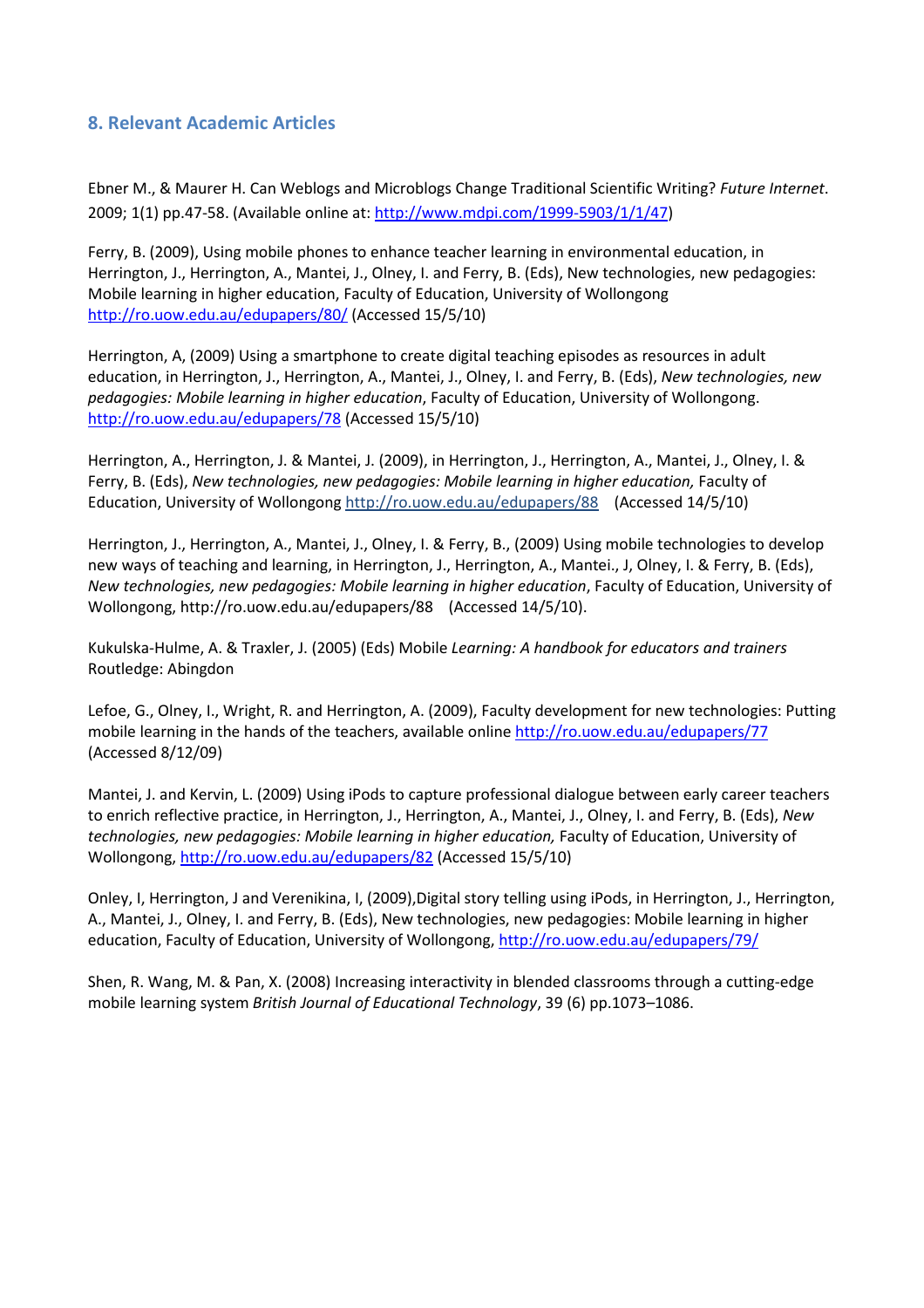## 8. Relevant Academic Articles

Ebner M., & Maurer H. Can Weblogs and Microblogs Change Traditional Scientific Writing? *Future Internet*. 2009; 1(1) pp.47-58. (Available online at: http://www.mdpi.com/1999-5903/1/1/47)

Ferry, B. (2009), Using mobile phones to enhance teacher learning in environmental education, in Herrington, J., Herrington, A., Mantei, J., Olney, I. and Ferry, B. (Eds), New technologies, new pedagogies: Mobile learning in higher education, Faculty of Education, University of Wollongong http://ro.uow.edu.au/edupapers/80/ (Accessed 15/5/10)

Herrington, A, (2009) Using a smartphone to create digital teaching episodes as resources in adult education, in Herrington, J., Herrington, A., Mantei, J., Olney, I. and Ferry, B. (Eds), *New technologies, new pedagogies: Mobile learning in higher education*, Faculty of Education, University of Wollongong. http://ro.uow.edu.au/edupapers/78 (Accessed 15/5/10)

Herrington, A., Herrington, J. & Mantei, J. (2009), in Herrington, J., Herrington, A., Mantei, J., Olney, I. & Ferry, B. (Eds), *New technologies, new pedagogies: Mobile learning in higher education,* Faculty of Education, University of Wollongong http://ro.uow.edu.au/edupapers/88 (Accessed 14/5/10)

Herrington, J., Herrington, A., Mantei, J., Olney, I. & Ferry, B., (2009) Using mobile technologies to develop new ways of teaching and learning, in Herrington, J., Herrington, A., Mantei., J, Olney, I. & Ferry, B. (Eds), *New technologies, new pedagogies: Mobile learning in higher education*, Faculty of Education, University of Wollongong, http://ro.uow.edu.au/edupapers/88 (Accessed 14/5/10).

Kukulska-Hulme, A. & Traxler, J. (2005) (Eds) Mobile *Learning: A handbook for educators and trainers* Routledge: Abingdon

Lefoe, G., Olney, I., Wright, R. and Herrington, A. (2009), Faculty development for new technologies: Putting mobile learning in the hands of the teachers, available online http://ro.uow.edu.au/edupapers/77 (Accessed 8/12/09)

Mantei, J. and Kervin, L. (2009) Using iPods to capture professional dialogue between early career teachers to enrich reflective practice, in Herrington, J., Herrington, A., Mantei, J., Olney, I. and Ferry, B. (Eds), *New technologies, new pedagogies: Mobile learning in higher education,* Faculty of Education, University of Wollongong, http://ro.uow.edu.au/edupapers/82 (Accessed 15/5/10)

Onley, I, Herrington, J and Verenikina, I, (2009),Digital story telling using iPods, in Herrington, J., Herrington, A., Mantei, J., Olney, I. and Ferry, B. (Eds), New technologies, new pedagogies: Mobile learning in higher education, Faculty of Education, University of Wollongong, http://ro.uow.edu.au/edupapers/79/

Shen, R. Wang, M. & Pan, X. (2008) Increasing interactivity in blended classrooms through a cutting-edge mobile learning system *British Journal of Educational Technology*, 39 (6) pp.1073–1086.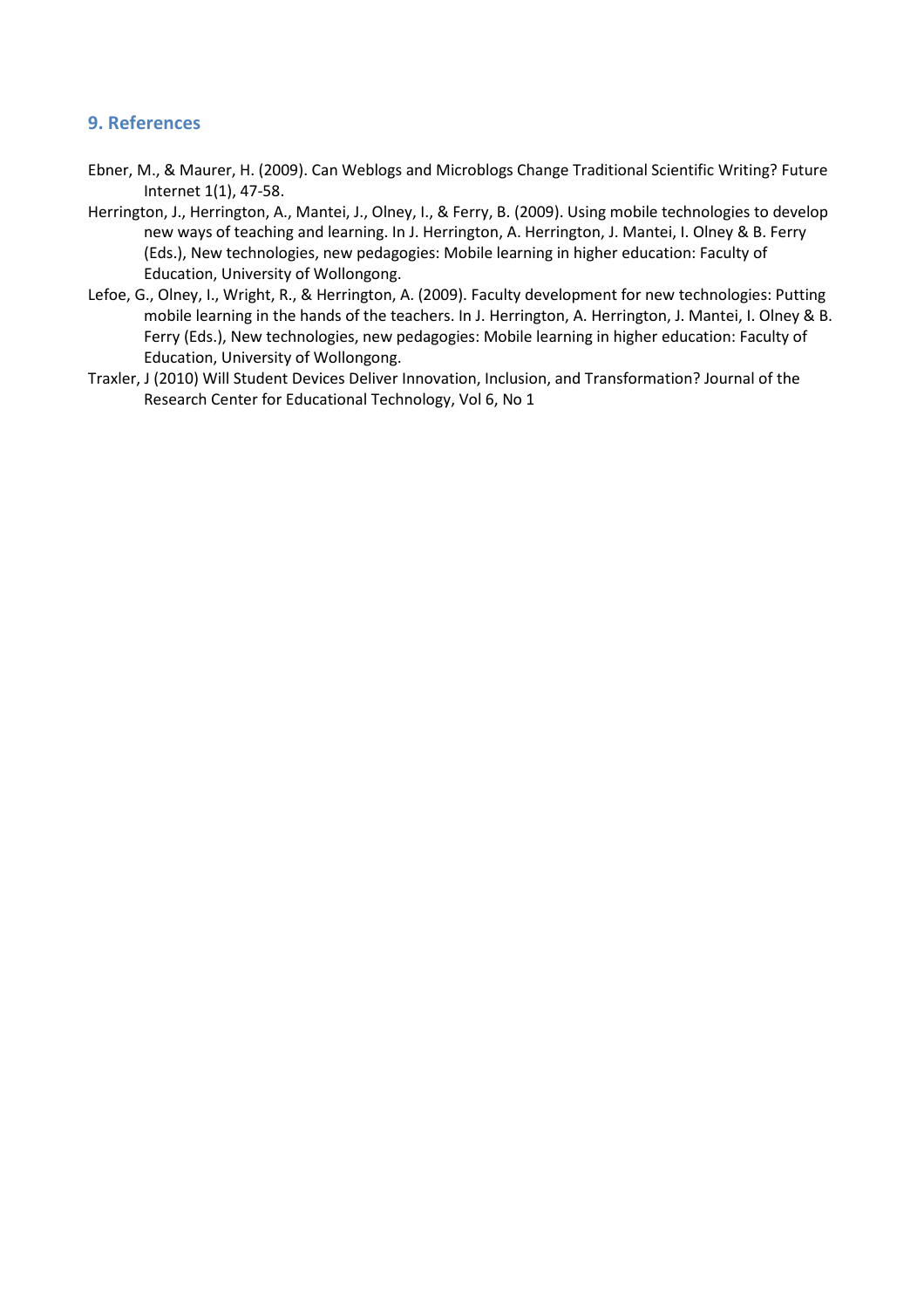## 9. References

Ebner, M., & Maurer, H. (2009). Can Weblogs and Microblogs Change Traditional Scientific Writing? Future Internet 1(1), 47-58.

Herrington, J., Herrington, A., Mantei, J., Olney, I., & Ferry, B. (2009). Using mobile technologies to develop new ways of teaching and learning. In J. Herrington, A. Herrington, J. Mantei, I. Olney & B. Ferry (Eds.), New technologies, new pedagogies: Mobile learning in higher education: Faculty of Education, University of Wollongong.

Lefoe, G., Olney, I., Wright, R., & Herrington, A. (2009). Faculty development for new technologies: Putting mobile learning in the hands of the teachers. In J. Herrington, A. Herrington, J. Mantei, I. Olney & B. Ferry (Eds.), New technologies, new pedagogies: Mobile learning in higher education: Faculty of Education, University of Wollongong.

Traxler, J (2010) Will Student Devices Deliver Innovation, Inclusion, and Transformation? Journal of the Research Center for Educational Technology, Vol 6, No 1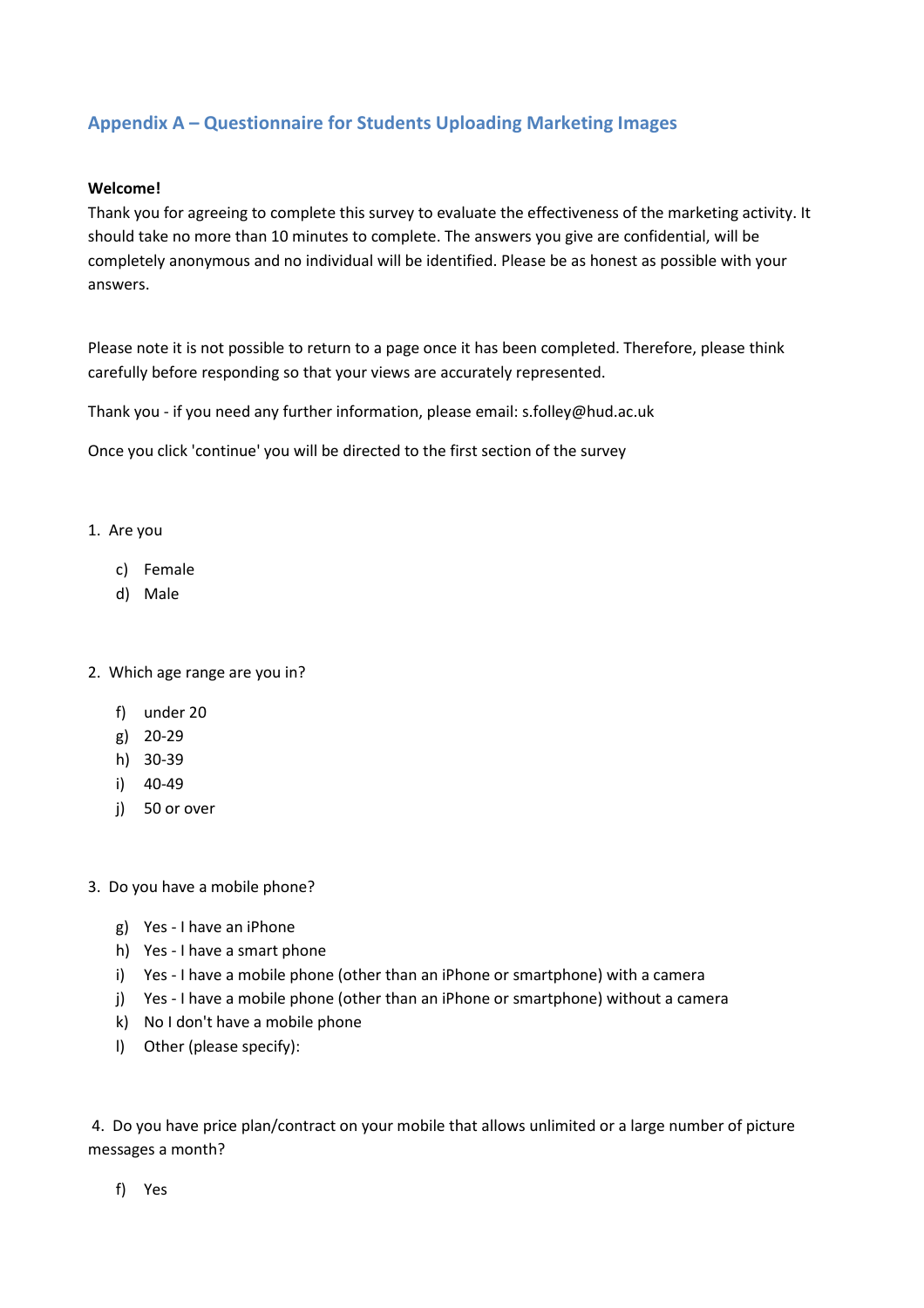## Appendix A – Questionnaire for Students Uploading Marketing Images

**Welcome!**

Thank you for agreeing to complete this survey to evaluate the effectiveness of the marketing activity. It should take no more than 10 minutes to complete. The answers you give are confidential, will be completely anonymous and no individual will be identified. Please be as honest as possible with your answers.

Please note it is not possible to return to a page once it has been completed. Therefore, please think carefully before responding so that your views are accurately represented.

Thank you - if you need any further information, please email: s.folley@hud.ac.uk

Once you click 'continue' you will be directed to the first section of the survey

1. Are you

   c) Female
   d) Male

2. Which age range are you in?

   f) under 20
   g) 20-29
   h) 30-39
   i) 40-49
   j) 50 or over

3. Do you have a mobile phone?

   g) Yes - I have an iPhone
   h) Yes - I have a smart phone
   i) Yes - I have a mobile phone (other than an iPhone or smartphone) with a camera
   j) Yes - I have a mobile phone (other than an iPhone or smartphone) without a camera
   k) No I don't have a mobile phone
   l) Other (please specify):

4. Do you have price plan/contract on your mobile that allows unlimited or a large number of picture messages a month?

   f) Yes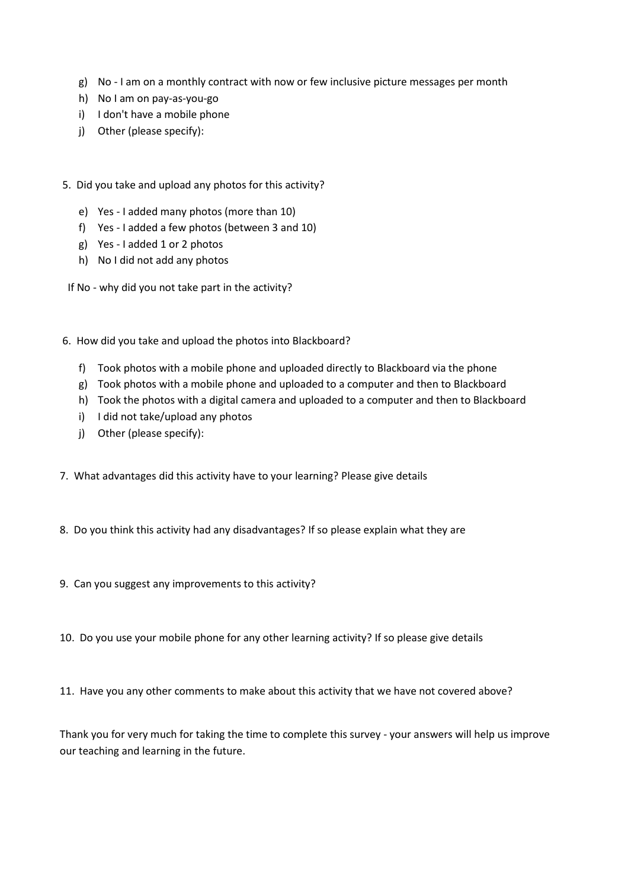g) No - I am on a monthly contract with now or few inclusive picture messages per month
h) No I am on pay-as-you-go
i) I don't have a mobile phone
j) Other (please specify):

5. Did you take and upload any photos for this activity?

e) Yes - I added many photos (more than 10)
f) Yes - I added a few photos (between 3 and 10)
g) Yes - I added 1 or 2 photos
h) No I did not add any photos

If No - why did you not take part in the activity?

6. How did you take and upload the photos into Blackboard?

f) Took photos with a mobile phone and uploaded directly to Blackboard via the phone
g) Took photos with a mobile phone and uploaded to a computer and then to Blackboard
h) Took the photos with a digital camera and uploaded to a computer and then to Blackboard
i) I did not take/upload any photos
j) Other (please specify):

7. What advantages did this activity have to your learning? Please give details

8. Do you think this activity had any disadvantages? If so please explain what they are

9. Can you suggest any improvements to this activity?

10. Do you use your mobile phone for any other learning activity? If so please give details

11. Have you any other comments to make about this activity that we have not covered above?

Thank you for very much for taking the time to complete this survey - your answers will help us improve our teaching and learning in the future.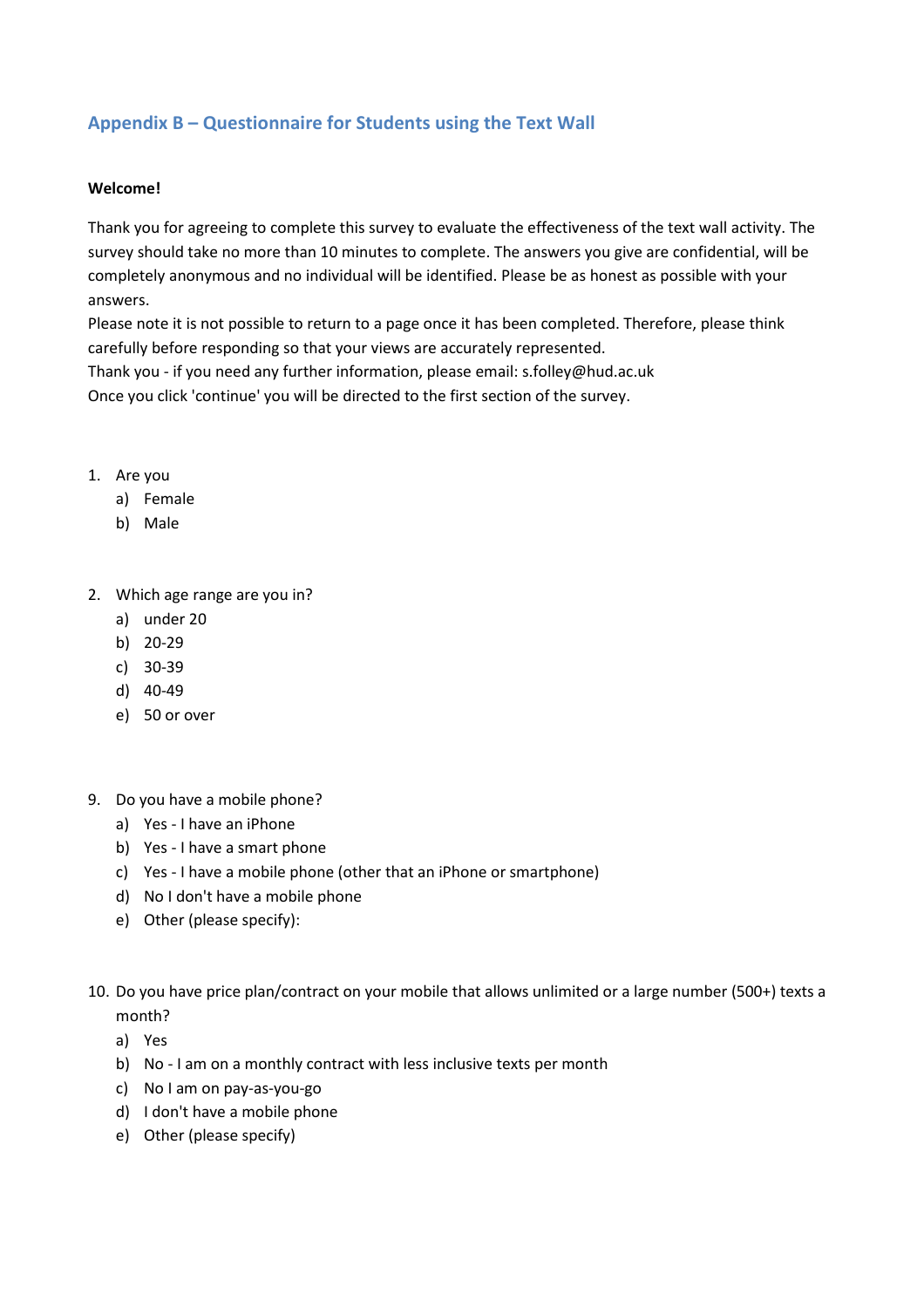## Appendix B – Questionnaire for Students using the Text Wall

**Welcome!**

Thank you for agreeing to complete this survey to evaluate the effectiveness of the text wall activity. The survey should take no more than 10 minutes to complete. The answers you give are confidential, will be completely anonymous and no individual will be identified. Please be as honest as possible with your answers.
Please note it is not possible to return to a page once it has been completed. Therefore, please think carefully before responding so that your views are accurately represented.
Thank you - if you need any further information, please email: s.folley@hud.ac.uk
Once you click 'continue' you will be directed to the first section of the survey.

1. Are you
   a) Female
   b) Male

2. Which age range are you in?
   a) under 20
   b) 20-29
   c) 30-39
   d) 40-49
   e) 50 or over

9. Do you have a mobile phone?
   a) Yes - I have an iPhone
   b) Yes - I have a smart phone
   c) Yes - I have a mobile phone (other that an iPhone or smartphone)
   d) No I don't have a mobile phone
   e) Other (please specify):

10. Do you have price plan/contract on your mobile that allows unlimited or a large number (500+) texts a month?
    a) Yes
    b) No - I am on a monthly contract with less inclusive texts per month
    c) No I am on pay-as-you-go
    d) I don't have a mobile phone
    e) Other (please specify)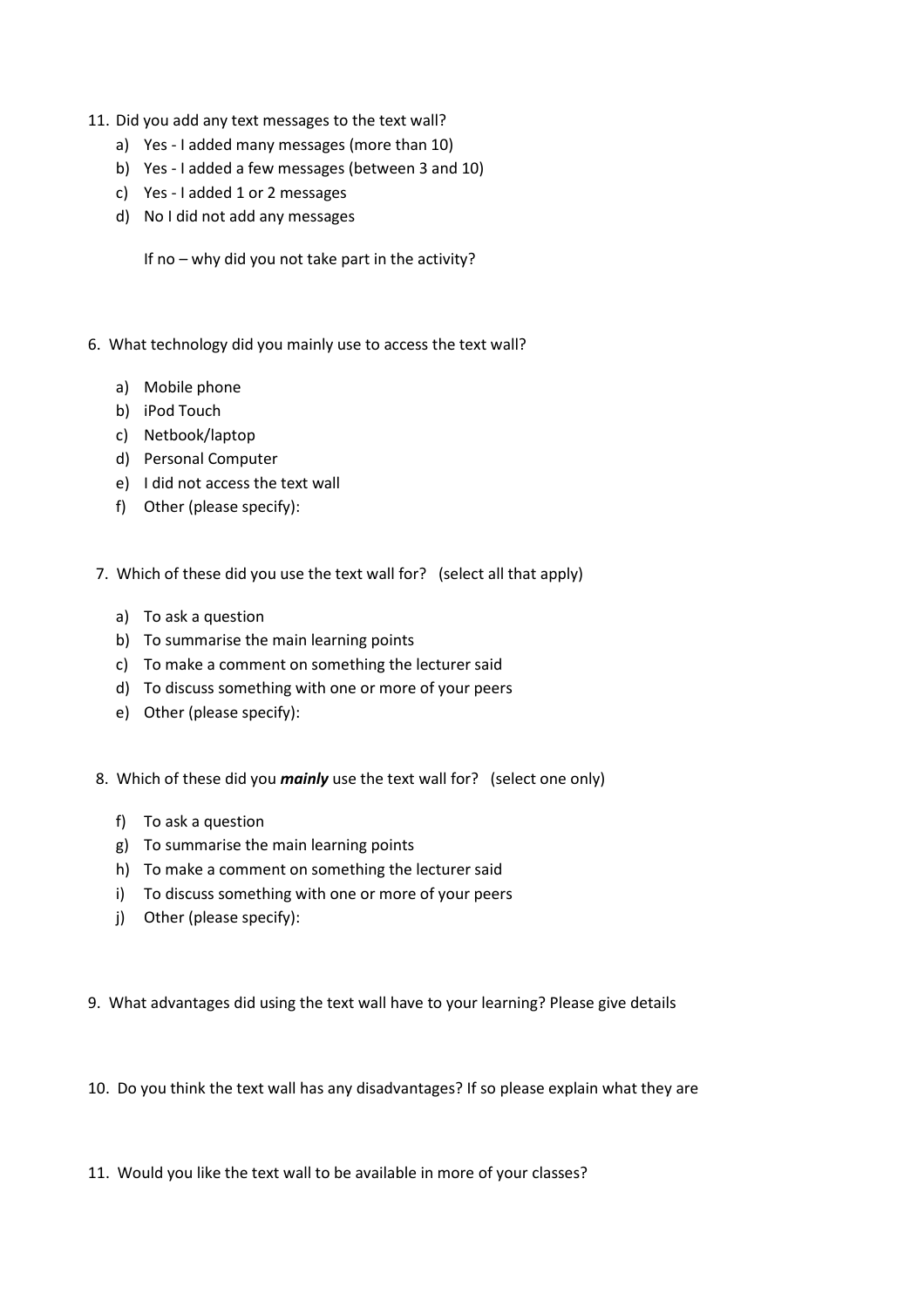11. Did you add any text messages to the text wall?
    a) Yes - I added many messages (more than 10)
    b) Yes - I added a few messages (between 3 and 10)
    c) Yes - I added 1 or 2 messages
    d) No I did not add any messages

    If no – why did you not take part in the activity?

6. What technology did you mainly use to access the text wall?

    a) Mobile phone
    b) iPod Touch
    c) Netbook/laptop
    d) Personal Computer
    e) I did not access the text wall
    f) Other (please specify):

7. Which of these did you use the text wall for? (select all that apply)

    a) To ask a question
    b) To summarise the main learning points
    c) To make a comment on something the lecturer said
    d) To discuss something with one or more of your peers
    e) Other (please specify):

8. Which of these did you ***mainly*** use the text wall for? (select one only)

    f) To ask a question
    g) To summarise the main learning points
    h) To make a comment on something the lecturer said
    i) To discuss something with one or more of your peers
    j) Other (please specify):

9. What advantages did using the text wall have to your learning? Please give details

10. Do you think the text wall has any disadvantages? If so please explain what they are

11. Would you like the text wall to be available in more of your classes?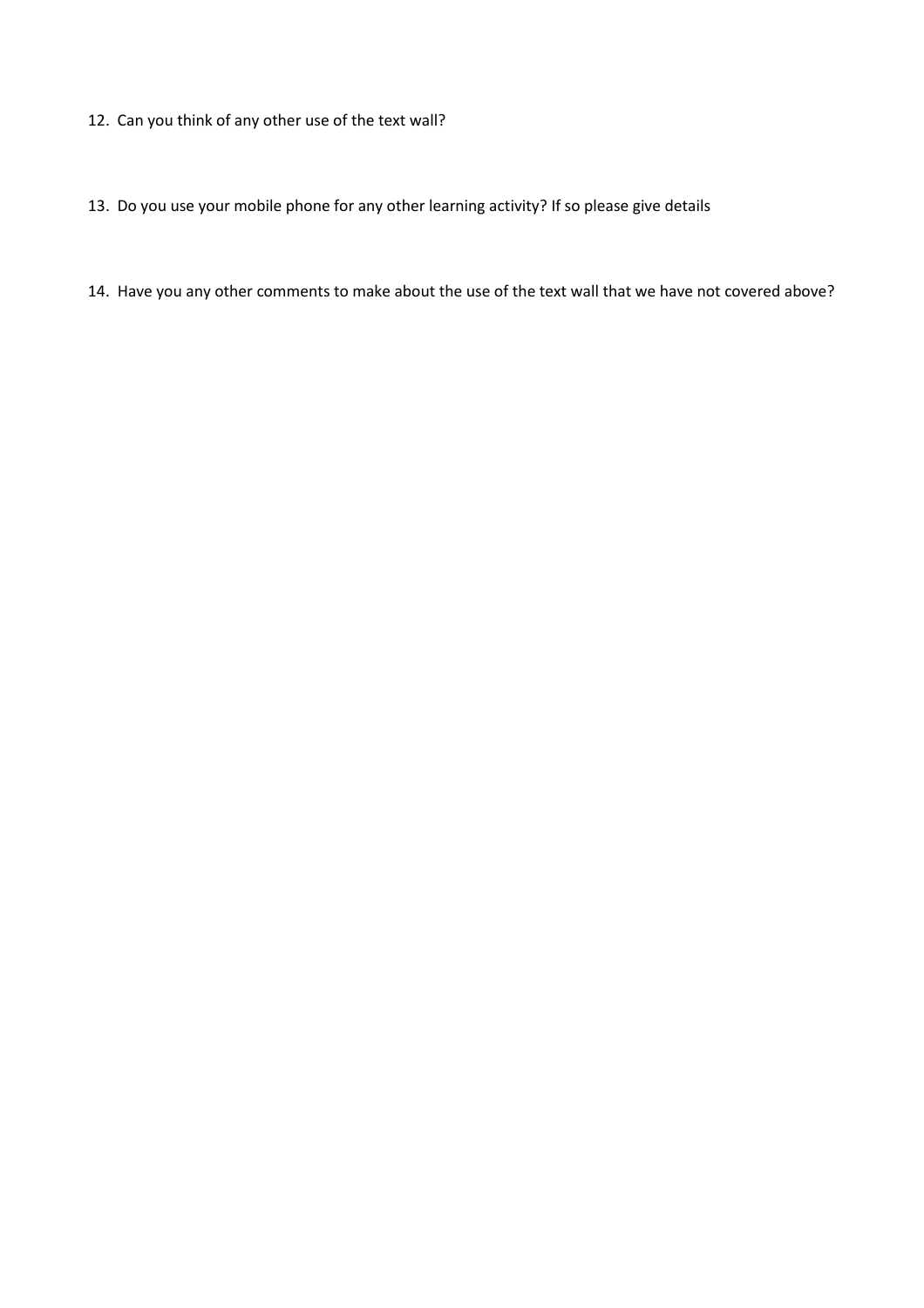12. Can you think of any other use of the text wall?

13. Do you use your mobile phone for any other learning activity? If so please give details

14. Have you any other comments to make about the use of the text wall that we have not covered above?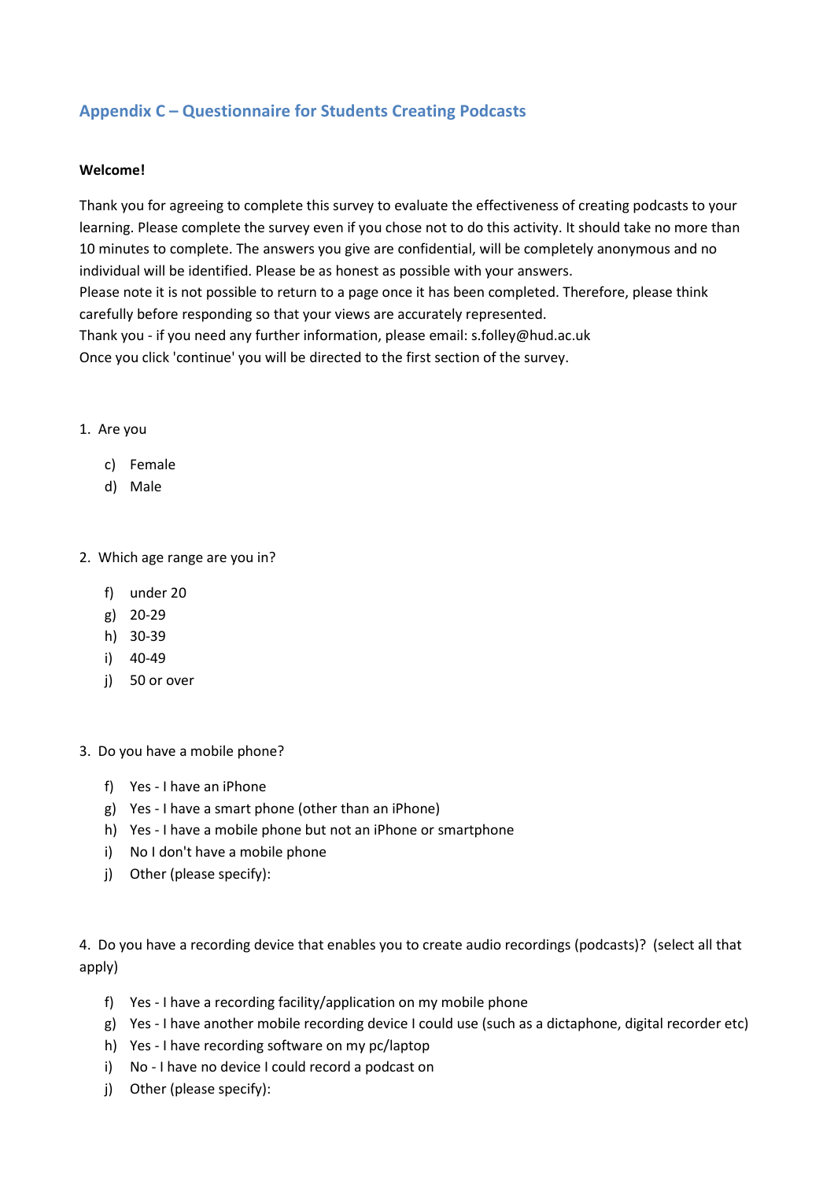## Appendix C – Questionnaire for Students Creating Podcasts

**Welcome!**

Thank you for agreeing to complete this survey to evaluate the effectiveness of creating podcasts to your learning. Please complete the survey even if you chose not to do this activity. It should take no more than 10 minutes to complete. The answers you give are confidential, will be completely anonymous and no individual will be identified. Please be as honest as possible with your answers.
Please note it is not possible to return to a page once it has been completed. Therefore, please think carefully before responding so that your views are accurately represented.
Thank you - if you need any further information, please email: s.folley@hud.ac.uk
Once you click 'continue' you will be directed to the first section of the survey.

1. Are you

   c) Female
   d) Male

2. Which age range are you in?

   f) under 20
   g) 20-29
   h) 30-39
   i) 40-49
   j) 50 or over

3. Do you have a mobile phone?

   f) Yes - I have an iPhone
   g) Yes - I have a smart phone (other than an iPhone)
   h) Yes - I have a mobile phone but not an iPhone or smartphone
   i) No I don't have a mobile phone
   j) Other (please specify):

4. Do you have a recording device that enables you to create audio recordings (podcasts)? (select all that apply)

   f) Yes - I have a recording facility/application on my mobile phone
   g) Yes - I have another mobile recording device I could use (such as a dictaphone, digital recorder etc)
   h) Yes - I have recording software on my pc/laptop
   i) No - I have no device I could record a podcast on
   j) Other (please specify):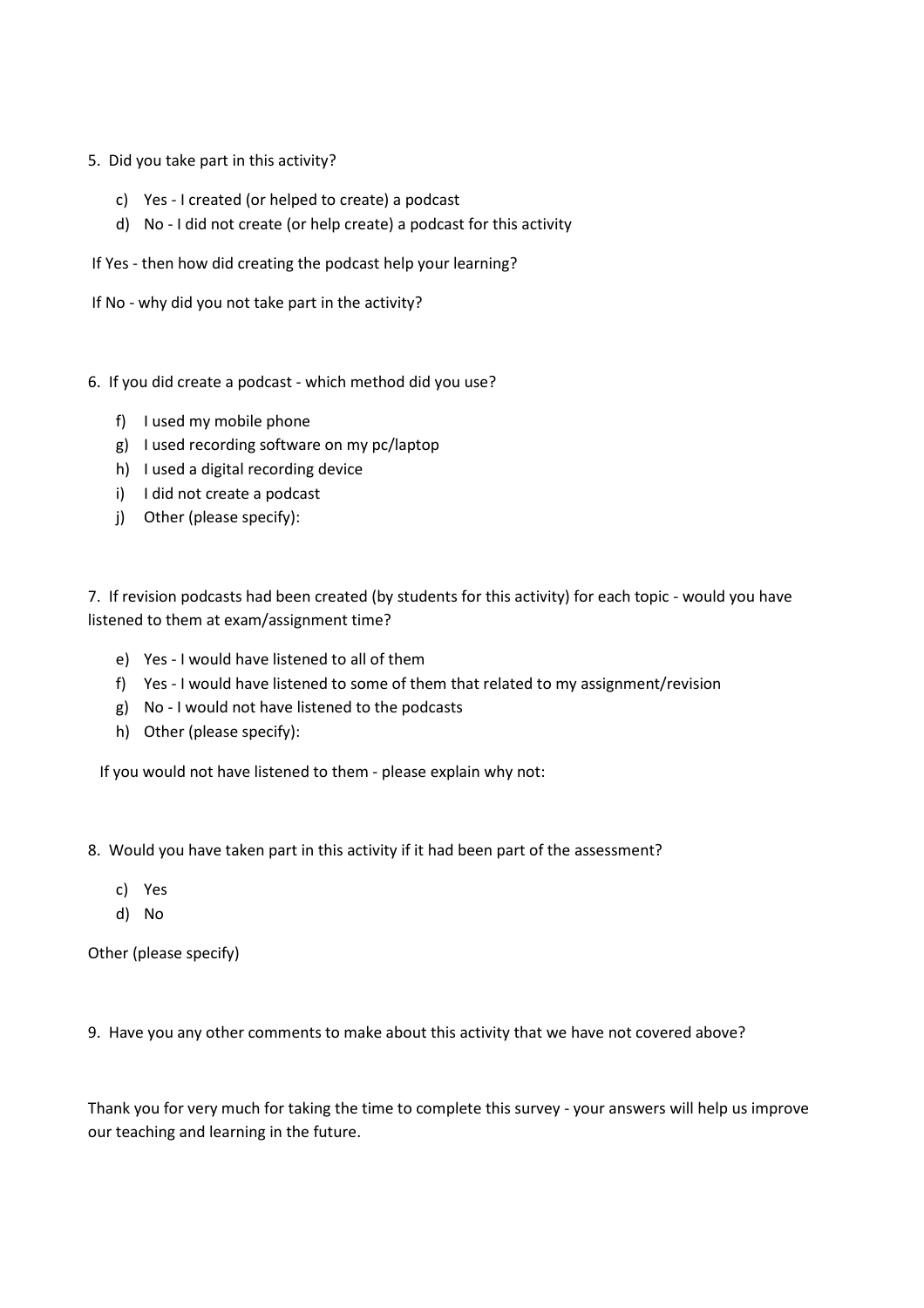5. Did you take part in this activity?

    c) Yes - I created (or helped to create) a podcast
    d) No - I did not create (or help create) a podcast for this activity

If Yes - then how did creating the podcast help your learning?

If No - why did you not take part in the activity?

6. If you did create a podcast - which method did you use?

    f) I used my mobile phone
    g) I used recording software on my pc/laptop
    h) I used a digital recording device
    i) I did not create a podcast
    j) Other (please specify):

7. If revision podcasts had been created (by students for this activity) for each topic - would you have listened to them at exam/assignment time?

    e) Yes - I would have listened to all of them
    f) Yes - I would have listened to some of them that related to my assignment/revision
    g) No - I would not have listened to the podcasts
    h) Other (please specify):

If you would not have listened to them - please explain why not:

8. Would you have taken part in this activity if it had been part of the assessment?

    c) Yes
    d) No

Other (please specify)

9. Have you any other comments to make about this activity that we have not covered above?

Thank you for very much for taking the time to complete this survey - your answers will help us improve our teaching and learning in the future.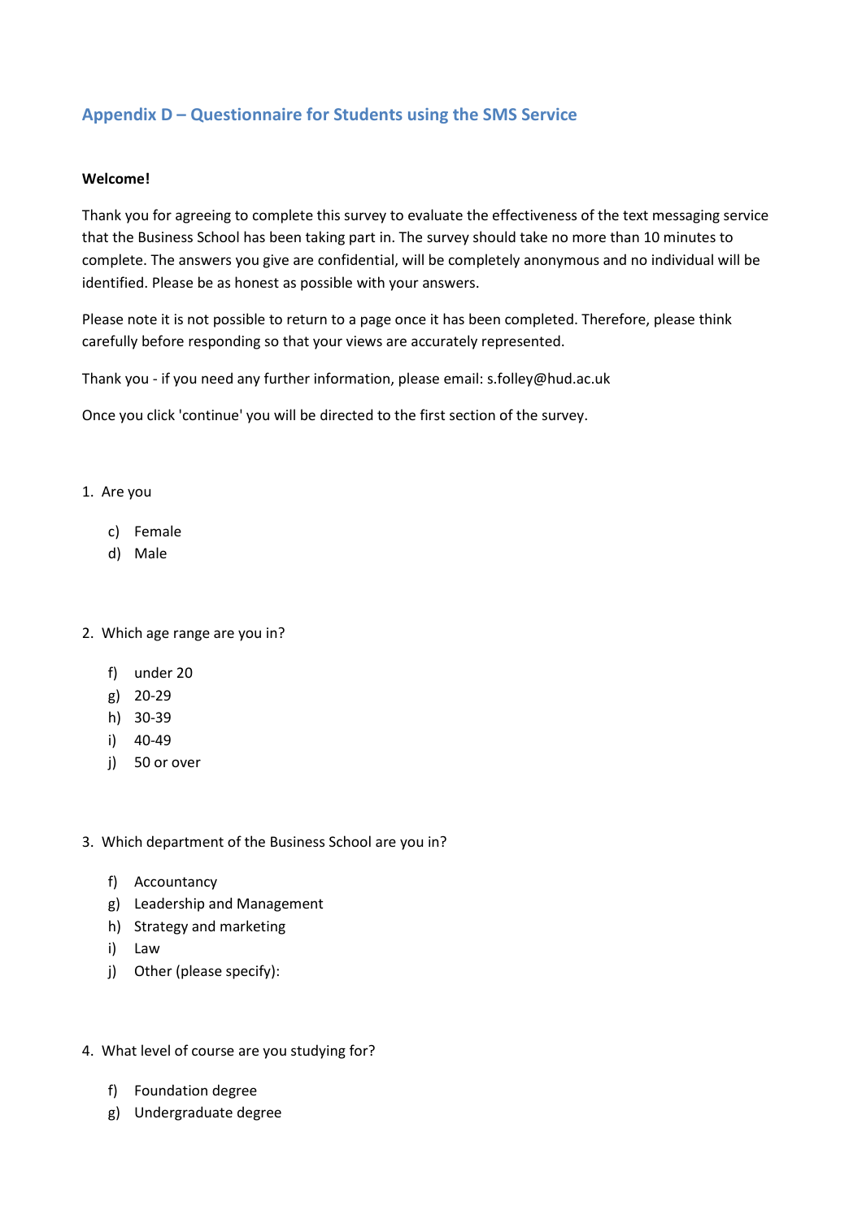## Appendix D – Questionnaire for Students using the SMS Service

**Welcome!**

Thank you for agreeing to complete this survey to evaluate the effectiveness of the text messaging service that the Business School has been taking part in. The survey should take no more than 10 minutes to complete. The answers you give are confidential, will be completely anonymous and no individual will be identified. Please be as honest as possible with your answers.

Please note it is not possible to return to a page once it has been completed. Therefore, please think carefully before responding so that your views are accurately represented.

Thank you - if you need any further information, please email: s.folley@hud.ac.uk

Once you click 'continue' you will be directed to the first section of the survey.

1. Are you

   c) Female
   d) Male

2. Which age range are you in?

   f) under 20
   g) 20-29
   h) 30-39
   i) 40-49
   j) 50 or over

3. Which department of the Business School are you in?

   f) Accountancy
   g) Leadership and Management
   h) Strategy and marketing
   i) Law
   j) Other (please specify):

4. What level of course are you studying for?

   f) Foundation degree
   g) Undergraduate degree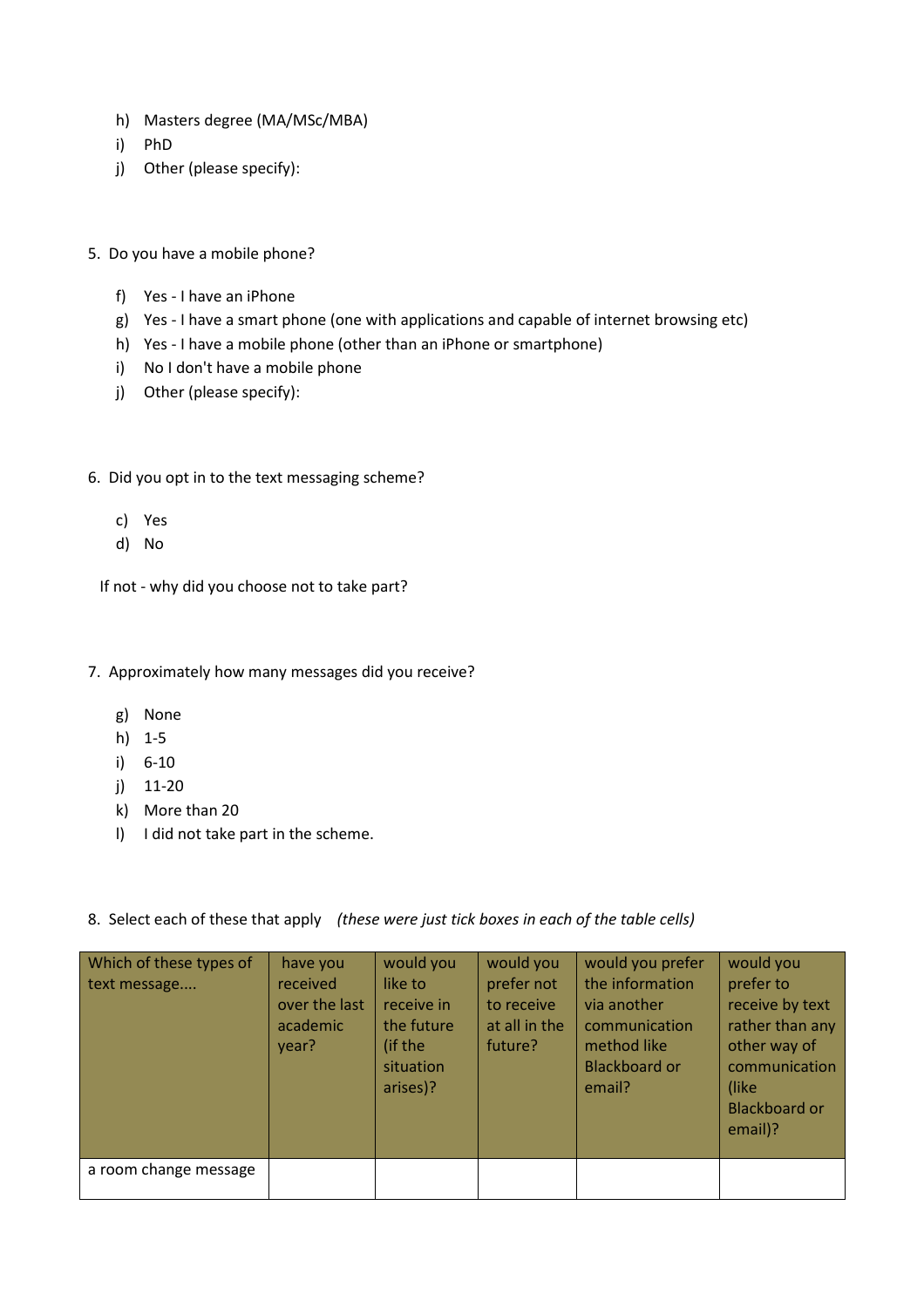h) Masters degree (MA/MSc/MBA)
i) PhD
j) Other (please specify):

5. Do you have a mobile phone?

f) Yes - I have an iPhone
g) Yes - I have a smart phone (one with applications and capable of internet browsing etc)
h) Yes - I have a mobile phone (other than an iPhone or smartphone)
i) No I don't have a mobile phone
j) Other (please specify):

6. Did you opt in to the text messaging scheme?

c) Yes
d) No

If not - why did you choose not to take part?

7. Approximately how many messages did you receive?

g) None
h) 1-5
i) 6-10
j) 11-20
k) More than 20
l) I did not take part in the scheme.

8. Select each of these that apply *(these were just tick boxes in each of the table cells)*

| Which of these types of text message.... | have you received over the last academic year? | would you like to receive in the future (if the situation arises)? | would you prefer not to receive at all in the future? | would you prefer the information via another communication method like Blackboard or email? | would you prefer to receive by text rather than any other way of communication (like Blackboard or email)? |
|---|---|---|---|---|---|
| a room change message | | | | | |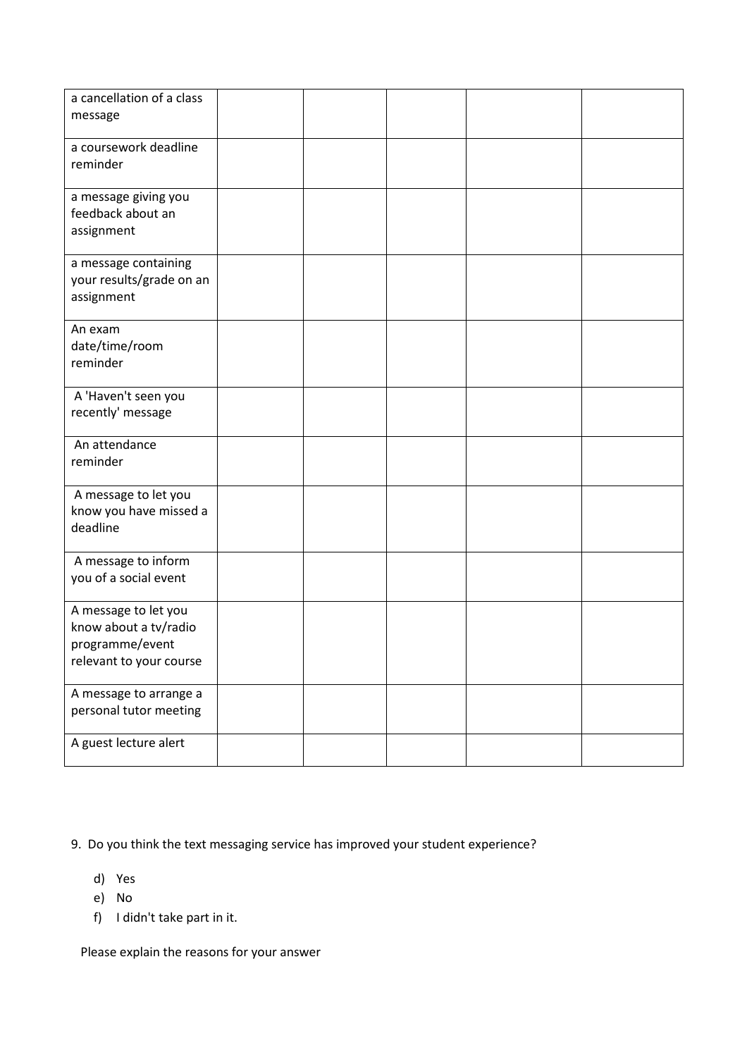| | | | | | |
|---|---|---|---|---|---|
| a cancellation of a class message | | | | | |
| a coursework deadline reminder | | | | | |
| a message giving you feedback about an assignment | | | | | |
| a message containing your results/grade on an assignment | | | | | |
| An exam date/time/room reminder | | | | | |
| A 'Haven't seen you recently' message | | | | | |
| An attendance reminder | | | | | |
| A message to let you know you have missed a deadline | | | | | |
| A message to inform you of a social event | | | | | |
| A message to let you know about a tv/radio programme/event relevant to your course | | | | | |
| A message to arrange a personal tutor meeting | | | | | |
| A guest lecture alert | | | | | |

9. Do you think the text messaging service has improved your student experience?

   d) Yes
   e) No
   f) I didn't take part in it.

Please explain the reasons for your answer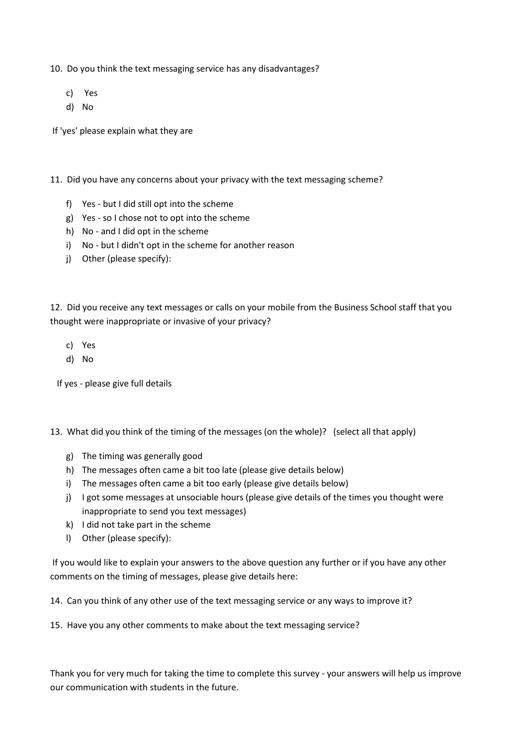10. Do you think the text messaging service has any disadvantages?

    c) Yes
    d) No

If 'yes' please explain what they are

11. Did you have any concerns about your privacy with the text messaging scheme?

    f) Yes - but I did still opt into the scheme
    g) Yes - so I chose not to opt into the scheme
    h) No - and I did opt in the scheme
    i) No - but I didn't opt in the scheme for another reason
    j) Other (please specify):

12. Did you receive any text messages or calls on your mobile from the Business School staff that you thought were inappropriate or invasive of your privacy?

    c) Yes
    d) No

If yes - please give full details

13. What did you think of the timing of the messages (on the whole)? (select all that apply)

    g) The timing was generally good
    h) The messages often came a bit too late (please give details below)
    i) The messages often came a bit too early (please give details below)
    j) I got some messages at unsociable hours (please give details of the times you thought were inappropriate to send you text messages)
    k) I did not take part in the scheme
    l) Other (please specify):

If you would like to explain your answers to the above question any further or if you have any other comments on the timing of messages, please give details here:

14. Can you think of any other use of the text messaging service or any ways to improve it?

15. Have you any other comments to make about the text messaging service?

Thank you for very much for taking the time to complete this survey - your answers will help us improve our communication with students in the future.